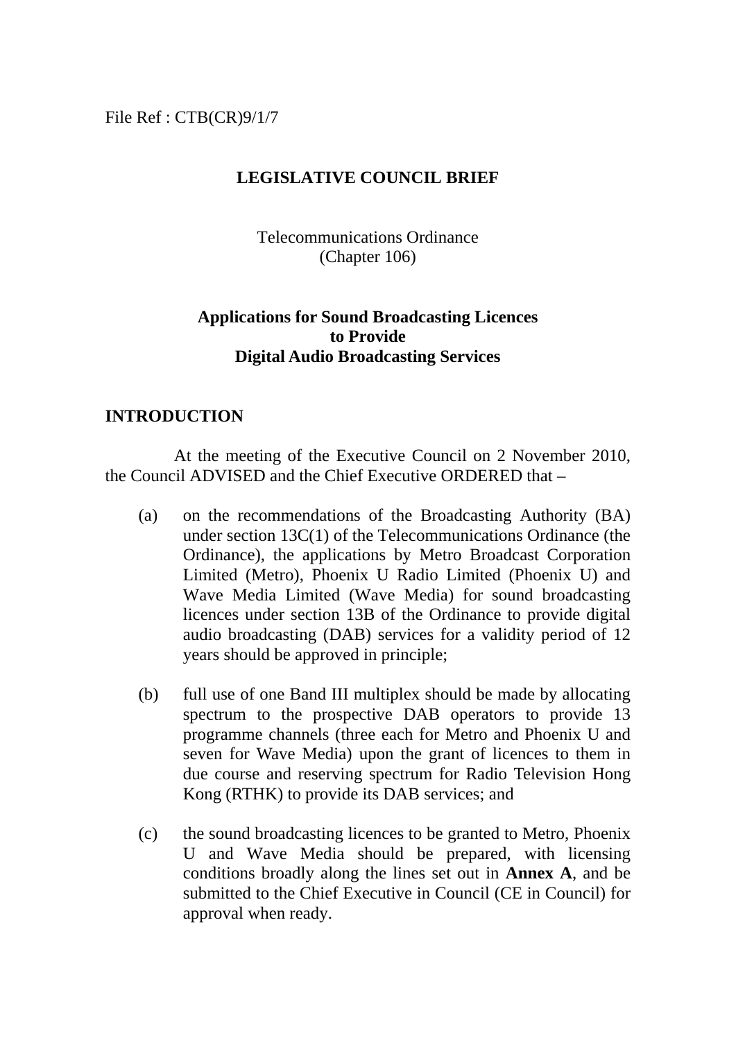File Ref : CTB(CR)9/1/7

# LEGISLATIVE COUNCIL BRIEF

Telecommunications Ordinance
(Chapter 106)

## Applications for Sound Broadcasting Licences to Provide Digital Audio Broadcasting Services

## INTRODUCTION

At the meeting of the Executive Council on 2 November 2010, the Council ADVISED and the Chief Executive ORDERED that –

(a) on the recommendations of the Broadcasting Authority (BA) under section 13C(1) of the Telecommunications Ordinance (the Ordinance), the applications by Metro Broadcast Corporation Limited (Metro), Phoenix U Radio Limited (Phoenix U) and Wave Media Limited (Wave Media) for sound broadcasting licences under section 13B of the Ordinance to provide digital audio broadcasting (DAB) services for a validity period of 12 years should be approved in principle;

(b) full use of one Band III multiplex should be made by allocating spectrum to the prospective DAB operators to provide 13 programme channels (three each for Metro and Phoenix U and seven for Wave Media) upon the grant of licences to them in due course and reserving spectrum for Radio Television Hong Kong (RTHK) to provide its DAB services; and

(c) the sound broadcasting licences to be granted to Metro, Phoenix U and Wave Media should be prepared, with licensing conditions broadly along the lines set out in **Annex A**, and be submitted to the Chief Executive in Council (CE in Council) for approval when ready.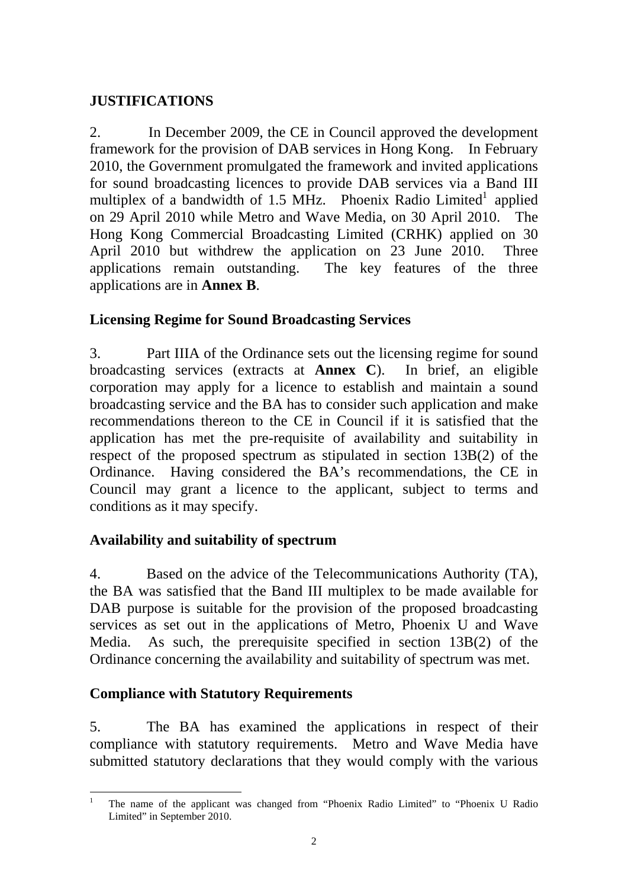## JUSTIFICATIONS

2. In December 2009, the CE in Council approved the development framework for the provision of DAB services in Hong Kong. In February 2010, the Government promulgated the framework and invited applications for sound broadcasting licences to provide DAB services via a Band III multiplex of a bandwidth of 1.5 MHz. Phoenix Radio Limited[1] applied on 29 April 2010 while Metro and Wave Media, on 30 April 2010. The Hong Kong Commercial Broadcasting Limited (CRHK) applied on 30 April 2010 but withdrew the application on 23 June 2010. Three applications remain outstanding. The key features of the three applications are in **Annex B**.

### Licensing Regime for Sound Broadcasting Services

3. Part IIIA of the Ordinance sets out the licensing regime for sound broadcasting services (extracts at **Annex C**). In brief, an eligible corporation may apply for a licence to establish and maintain a sound broadcasting service and the BA has to consider such application and make recommendations thereon to the CE in Council if it is satisfied that the application has met the pre-requisite of availability and suitability in respect of the proposed spectrum as stipulated in section 13B(2) of the Ordinance. Having considered the BA's recommendations, the CE in Council may grant a licence to the applicant, subject to terms and conditions as it may specify.

### Availability and suitability of spectrum

4. Based on the advice of the Telecommunications Authority (TA), the BA was satisfied that the Band III multiplex to be made available for DAB purpose is suitable for the provision of the proposed broadcasting services as set out in the applications of Metro, Phoenix U and Wave Media. As such, the prerequisite specified in section 13B(2) of the Ordinance concerning the availability and suitability of spectrum was met.

### Compliance with Statutory Requirements

5. The BA has examined the applications in respect of their compliance with statutory requirements. Metro and Wave Media have submitted statutory declarations that they would comply with the various

---

[1] The name of the applicant was changed from "Phoenix Radio Limited" to "Phoenix U Radio Limited" in September 2010.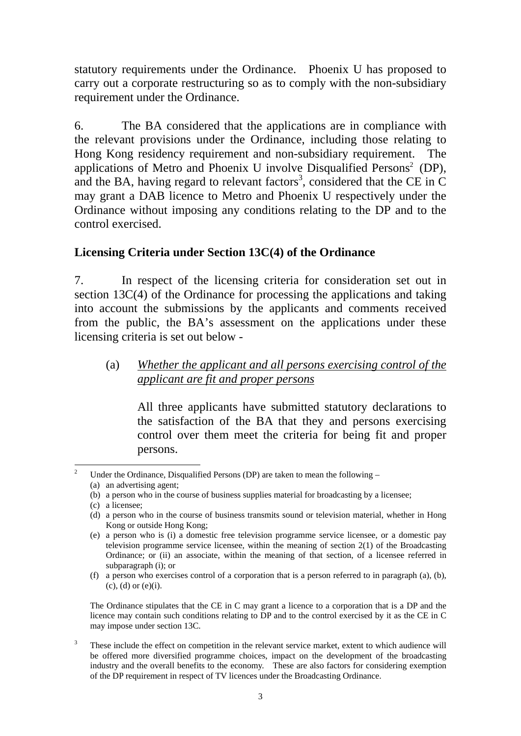statutory requirements under the Ordinance. Phoenix U has proposed to carry out a corporate restructuring so as to comply with the non-subsidiary requirement under the Ordinance.

6. The BA considered that the applications are in compliance with the relevant provisions under the Ordinance, including those relating to Hong Kong residency requirement and non-subsidiary requirement. The applications of Metro and Phoenix U involve Disqualified Persons[2] (DP), and the BA, having regard to relevant factors[3], considered that the CE in C may grant a DAB licence to Metro and Phoenix U respectively under the Ordinance without imposing any conditions relating to the DP and to the control exercised.

## Licensing Criteria under Section 13C(4) of the Ordinance

7. In respect of the licensing criteria for consideration set out in section 13C(4) of the Ordinance for processing the applications and taking into account the submissions by the applicants and comments received from the public, the BA's assessment on the applications under these licensing criteria is set out below -

(a) *Whether the applicant and all persons exercising control of the applicant are fit and proper persons*

All three applicants have submitted statutory declarations to the satisfaction of the BA that they and persons exercising control over them meet the criteria for being fit and proper persons.

---

[2] Under the Ordinance, Disqualified Persons (DP) are taken to mean the following –

(a) an advertising agent;
(b) a person who in the course of business supplies material for broadcasting by a licensee;
(c) a licensee;
(d) a person who in the course of business transmits sound or television material, whether in Hong Kong or outside Hong Kong;
(e) a person who is (i) a domestic free television programme service licensee, or a domestic pay television programme service licensee, within the meaning of section 2(1) of the Broadcasting Ordinance; or (ii) an associate, within the meaning of that section, of a licensee referred in subparagraph (i); or
(f) a person who exercises control of a corporation that is a person referred to in paragraph (a), (b), (c), (d) or (e)(i).

The Ordinance stipulates that the CE in C may grant a licence to a corporation that is a DP and the licence may contain such conditions relating to DP and to the control exercised by it as the CE in C may impose under section 13C.

[3] These include the effect on competition in the relevant service market, extent to which audience will be offered more diversified programme choices, impact on the development of the broadcasting industry and the overall benefits to the economy. These are also factors for considering exemption of the DP requirement in respect of TV licences under the Broadcasting Ordinance.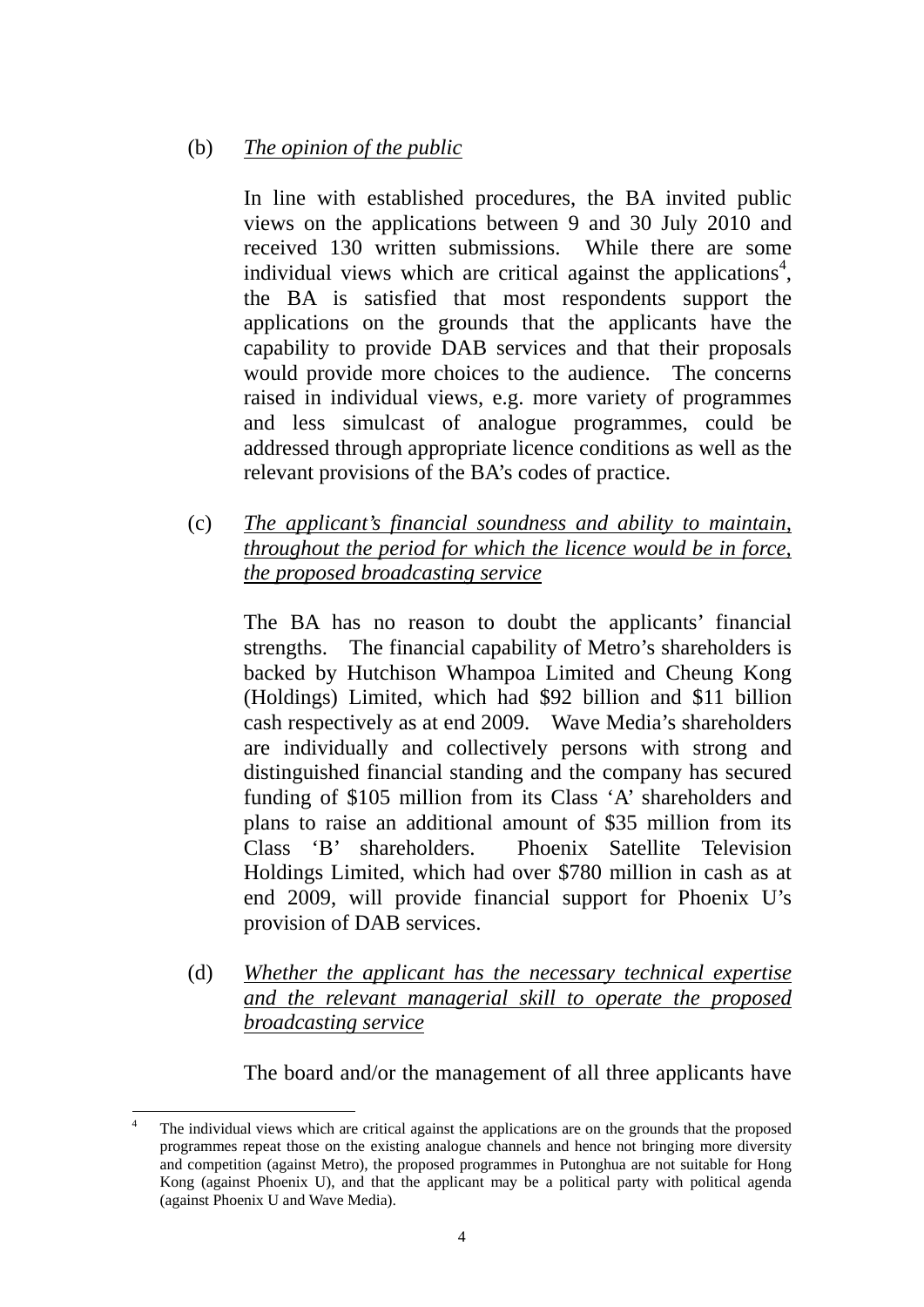(b) *The opinion of the public*

In line with established procedures, the BA invited public views on the applications between 9 and 30 July 2010 and received 130 written submissions. While there are some individual views which are critical against the applications[4], the BA is satisfied that most respondents support the applications on the grounds that the applicants have the capability to provide DAB services and that their proposals would provide more choices to the audience. The concerns raised in individual views, e.g. more variety of programmes and less simulcast of analogue programmes, could be addressed through appropriate licence conditions as well as the relevant provisions of the BA's codes of practice.

(c) *The applicant's financial soundness and ability to maintain, throughout the period for which the licence would be in force, the proposed broadcasting service*

The BA has no reason to doubt the applicants' financial strengths. The financial capability of Metro's shareholders is backed by Hutchison Whampoa Limited and Cheung Kong (Holdings) Limited, which had $92 billion and $11 billion cash respectively as at end 2009. Wave Media's shareholders are individually and collectively persons with strong and distinguished financial standing and the company has secured funding of $105 million from its Class 'A' shareholders and plans to raise an additional amount of $35 million from its Class 'B' shareholders. Phoenix Satellite Television Holdings Limited, which had over $780 million in cash as at end 2009, will provide financial support for Phoenix U's provision of DAB services.

(d) *Whether the applicant has the necessary technical expertise and the relevant managerial skill to operate the proposed broadcasting service*

The board and/or the management of all three applicants have

---

[4] The individual views which are critical against the applications are on the grounds that the proposed programmes repeat those on the existing analogue channels and hence not bringing more diversity and competition (against Metro), the proposed programmes in Putonghua are not suitable for Hong Kong (against Phoenix U), and that the applicant may be a political party with political agenda (against Phoenix U and Wave Media).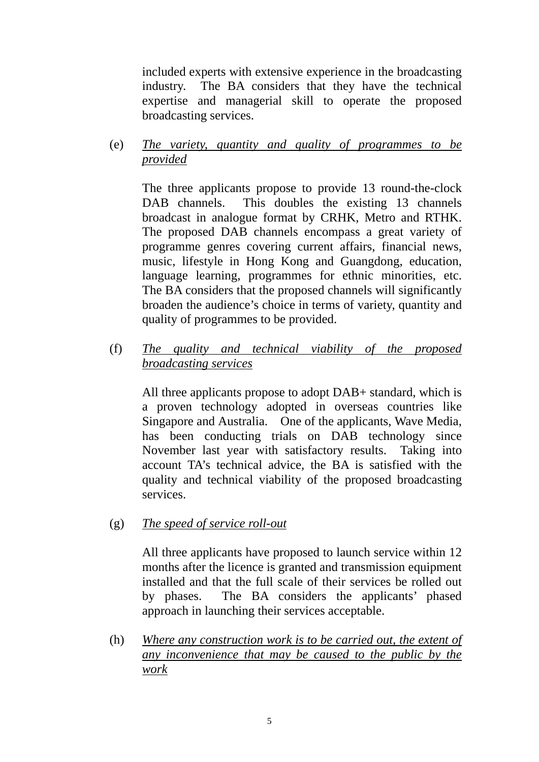included experts with extensive experience in the broadcasting industry. The BA considers that they have the technical expertise and managerial skill to operate the proposed broadcasting services.

(e) *The variety, quantity and quality of programmes to be provided*

The three applicants propose to provide 13 round-the-clock DAB channels. This doubles the existing 13 channels broadcast in analogue format by CRHK, Metro and RTHK. The proposed DAB channels encompass a great variety of programme genres covering current affairs, financial news, music, lifestyle in Hong Kong and Guangdong, education, language learning, programmes for ethnic minorities, etc. The BA considers that the proposed channels will significantly broaden the audience's choice in terms of variety, quantity and quality of programmes to be provided.

(f) *The quality and technical viability of the proposed broadcasting services*

All three applicants propose to adopt DAB+ standard, which is a proven technology adopted in overseas countries like Singapore and Australia. One of the applicants, Wave Media, has been conducting trials on DAB technology since November last year with satisfactory results. Taking into account TA's technical advice, the BA is satisfied with the quality and technical viability of the proposed broadcasting services.

(g) *The speed of service roll-out*

All three applicants have proposed to launch service within 12 months after the licence is granted and transmission equipment installed and that the full scale of their services be rolled out by phases. The BA considers the applicants' phased approach in launching their services acceptable.

(h) *Where any construction work is to be carried out, the extent of any inconvenience that may be caused to the public by the work*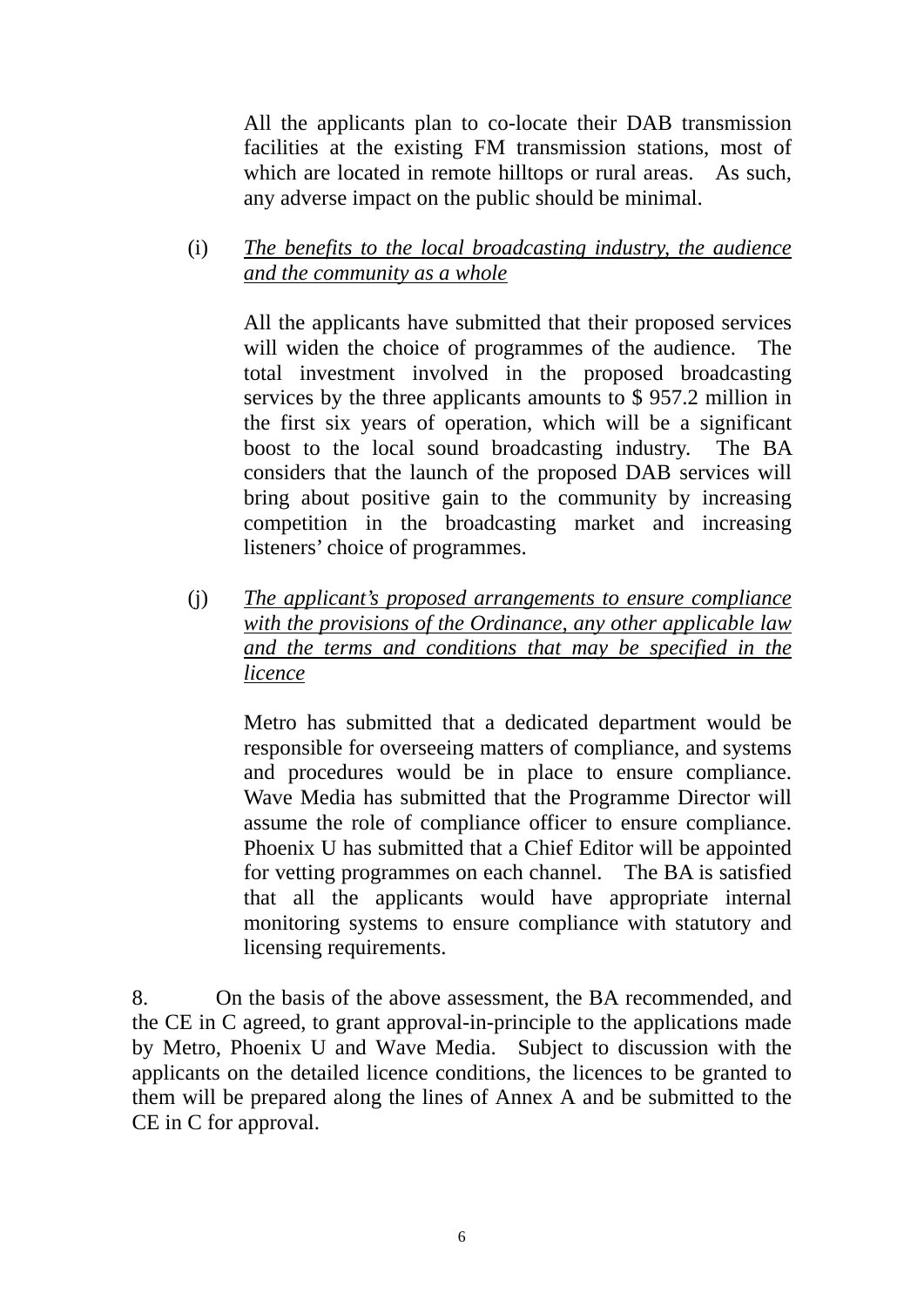All the applicants plan to co-locate their DAB transmission facilities at the existing FM transmission stations, most of which are located in remote hilltops or rural areas. As such, any adverse impact on the public should be minimal.

(i) *<u>The benefits to the local broadcasting industry, the audience and the community as a whole</u>*

All the applicants have submitted that their proposed services will widen the choice of programmes of the audience. The total investment involved in the proposed broadcasting services by the three applicants amounts to $ 957.2 million in the first six years of operation, which will be a significant boost to the local sound broadcasting industry. The BA considers that the launch of the proposed DAB services will bring about positive gain to the community by increasing competition in the broadcasting market and increasing listeners' choice of programmes.

(j) *<u>The applicant's proposed arrangements to ensure compliance with the provisions of the Ordinance, any other applicable law and the terms and conditions that may be specified in the licence</u>*

Metro has submitted that a dedicated department would be responsible for overseeing matters of compliance, and systems and procedures would be in place to ensure compliance. Wave Media has submitted that the Programme Director will assume the role of compliance officer to ensure compliance. Phoenix U has submitted that a Chief Editor will be appointed for vetting programmes on each channel. The BA is satisfied that all the applicants would have appropriate internal monitoring systems to ensure compliance with statutory and licensing requirements.

8. On the basis of the above assessment, the BA recommended, and the CE in C agreed, to grant approval-in-principle to the applications made by Metro, Phoenix U and Wave Media. Subject to discussion with the applicants on the detailed licence conditions, the licences to be granted to them will be prepared along the lines of Annex A and be submitted to the CE in C for approval.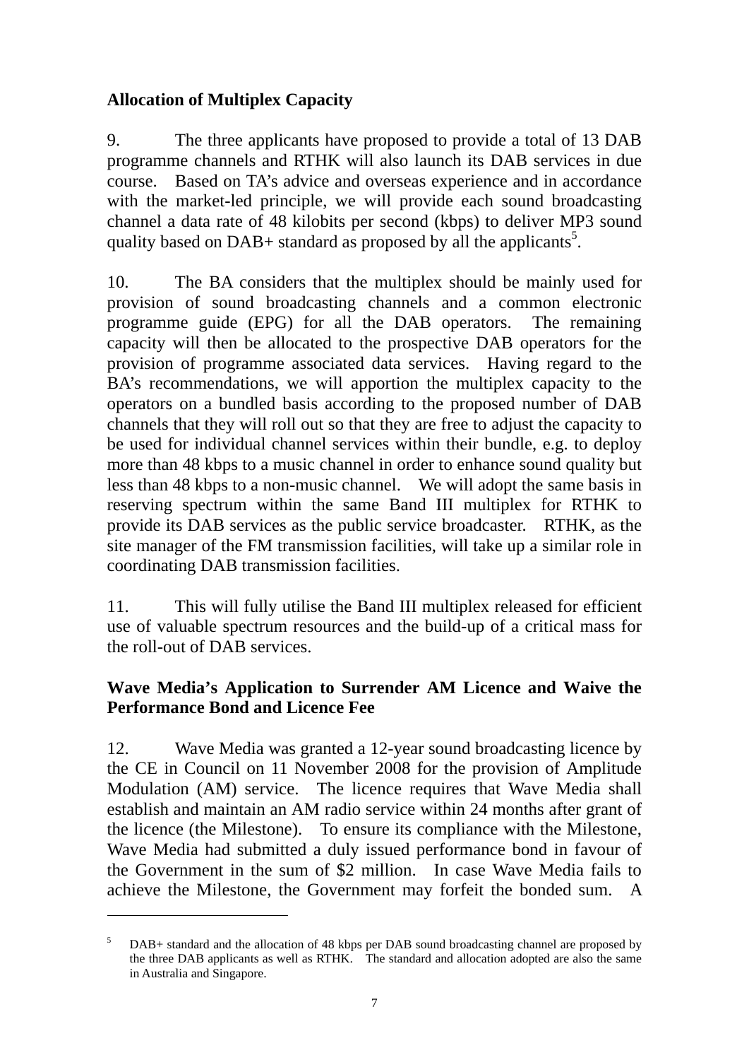**Allocation of Multiplex Capacity**

9. The three applicants have proposed to provide a total of 13 DAB programme channels and RTHK will also launch its DAB services in due course. Based on TA's advice and overseas experience and in accordance with the market-led principle, we will provide each sound broadcasting channel a data rate of 48 kilobits per second (kbps) to deliver MP3 sound quality based on DAB+ standard as proposed by all the applicants[5].

10. The BA considers that the multiplex should be mainly used for provision of sound broadcasting channels and a common electronic programme guide (EPG) for all the DAB operators. The remaining capacity will then be allocated to the prospective DAB operators for the provision of programme associated data services. Having regard to the BA's recommendations, we will apportion the multiplex capacity to the operators on a bundled basis according to the proposed number of DAB channels that they will roll out so that they are free to adjust the capacity to be used for individual channel services within their bundle, e.g. to deploy more than 48 kbps to a music channel in order to enhance sound quality but less than 48 kbps to a non-music channel. We will adopt the same basis in reserving spectrum within the same Band III multiplex for RTHK to provide its DAB services as the public service broadcaster. RTHK, as the site manager of the FM transmission facilities, will take up a similar role in coordinating DAB transmission facilities.

11. This will fully utilise the Band III multiplex released for efficient use of valuable spectrum resources and the build-up of a critical mass for the roll-out of DAB services.

**Wave Media's Application to Surrender AM Licence and Waive the Performance Bond and Licence Fee**

12. Wave Media was granted a 12-year sound broadcasting licence by the CE in Council on 11 November 2008 for the provision of Amplitude Modulation (AM) service. The licence requires that Wave Media shall establish and maintain an AM radio service within 24 months after grant of the licence (the Milestone). To ensure its compliance with the Milestone, Wave Media had submitted a duly issued performance bond in favour of the Government in the sum of $2 million. In case Wave Media fails to achieve the Milestone, the Government may forfeit the bonded sum. A

---

[5] DAB+ standard and the allocation of 48 kbps per DAB sound broadcasting channel are proposed by the three DAB applicants as well as RTHK. The standard and allocation adopted are also the same in Australia and Singapore.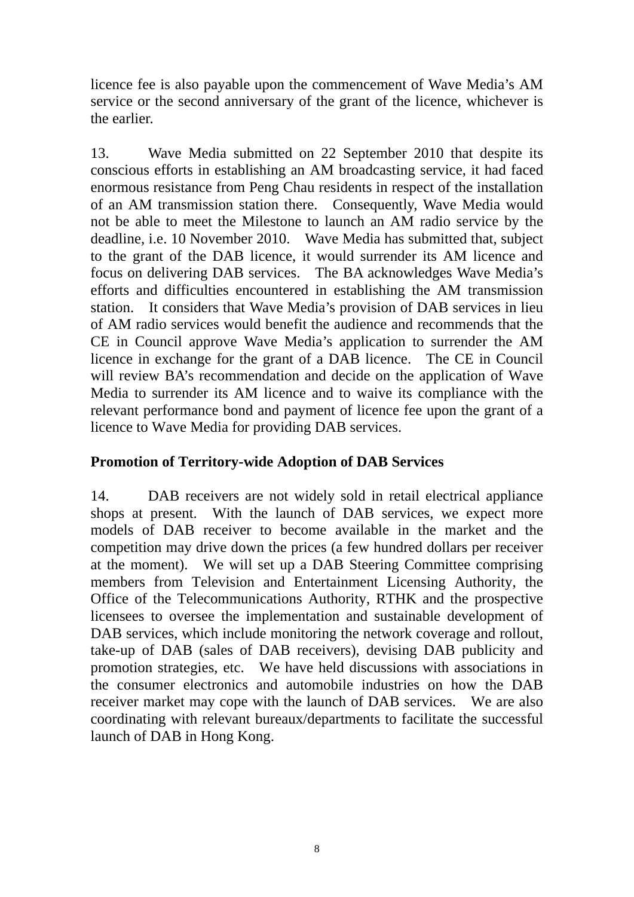licence fee is also payable upon the commencement of Wave Media's AM service or the second anniversary of the grant of the licence, whichever is the earlier.

13. Wave Media submitted on 22 September 2010 that despite its conscious efforts in establishing an AM broadcasting service, it had faced enormous resistance from Peng Chau residents in respect of the installation of an AM transmission station there. Consequently, Wave Media would not be able to meet the Milestone to launch an AM radio service by the deadline, i.e. 10 November 2010. Wave Media has submitted that, subject to the grant of the DAB licence, it would surrender its AM licence and focus on delivering DAB services. The BA acknowledges Wave Media's efforts and difficulties encountered in establishing the AM transmission station. It considers that Wave Media's provision of DAB services in lieu of AM radio services would benefit the audience and recommends that the CE in Council approve Wave Media's application to surrender the AM licence in exchange for the grant of a DAB licence. The CE in Council will review BA's recommendation and decide on the application of Wave Media to surrender its AM licence and to waive its compliance with the relevant performance bond and payment of licence fee upon the grant of a licence to Wave Media for providing DAB services.

**Promotion of Territory-wide Adoption of DAB Services**

14. DAB receivers are not widely sold in retail electrical appliance shops at present. With the launch of DAB services, we expect more models of DAB receiver to become available in the market and the competition may drive down the prices (a few hundred dollars per receiver at the moment). We will set up a DAB Steering Committee comprising members from Television and Entertainment Licensing Authority, the Office of the Telecommunications Authority, RTHK and the prospective licensees to oversee the implementation and sustainable development of DAB services, which include monitoring the network coverage and rollout, take-up of DAB (sales of DAB receivers), devising DAB publicity and promotion strategies, etc. We have held discussions with associations in the consumer electronics and automobile industries on how the DAB receiver market may cope with the launch of DAB services. We are also coordinating with relevant bureaux/departments to facilitate the successful launch of DAB in Hong Kong.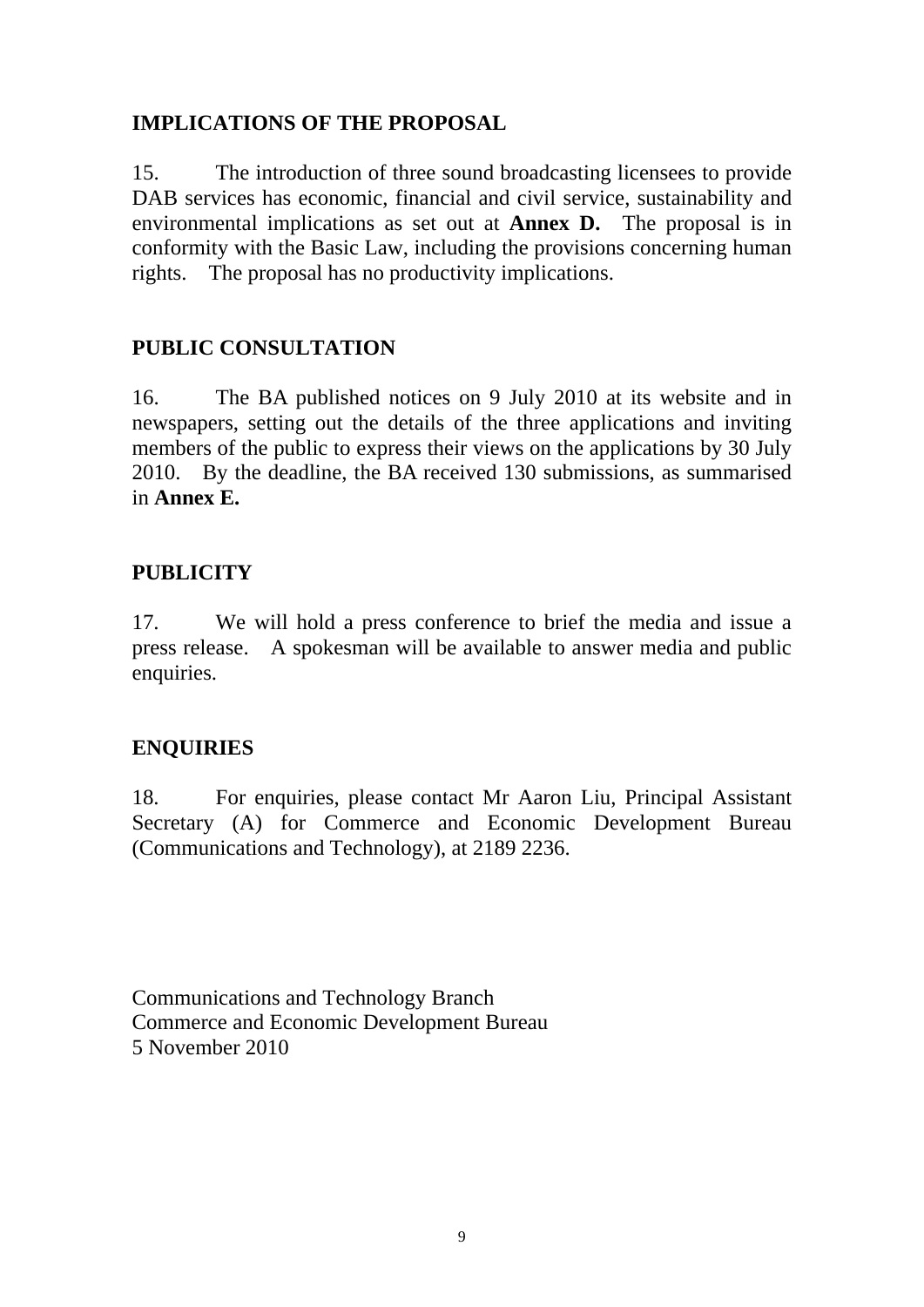## IMPLICATIONS OF THE PROPOSAL

15. The introduction of three sound broadcasting licensees to provide DAB services has economic, financial and civil service, sustainability and environmental implications as set out at **Annex D.** The proposal is in conformity with the Basic Law, including the provisions concerning human rights. The proposal has no productivity implications.

## PUBLIC CONSULTATION

16. The BA published notices on 9 July 2010 at its website and in newspapers, setting out the details of the three applications and inviting members of the public to express their views on the applications by 30 July 2010. By the deadline, the BA received 130 submissions, as summarised in **Annex E.**

## PUBLICITY

17. We will hold a press conference to brief the media and issue a press release. A spokesman will be available to answer media and public enquiries.

## ENQUIRIES

18. For enquiries, please contact Mr Aaron Liu, Principal Assistant Secretary (A) for Commerce and Economic Development Bureau (Communications and Technology), at 2189 2236.

Communications and Technology Branch
Commerce and Economic Development Bureau
5 November 2010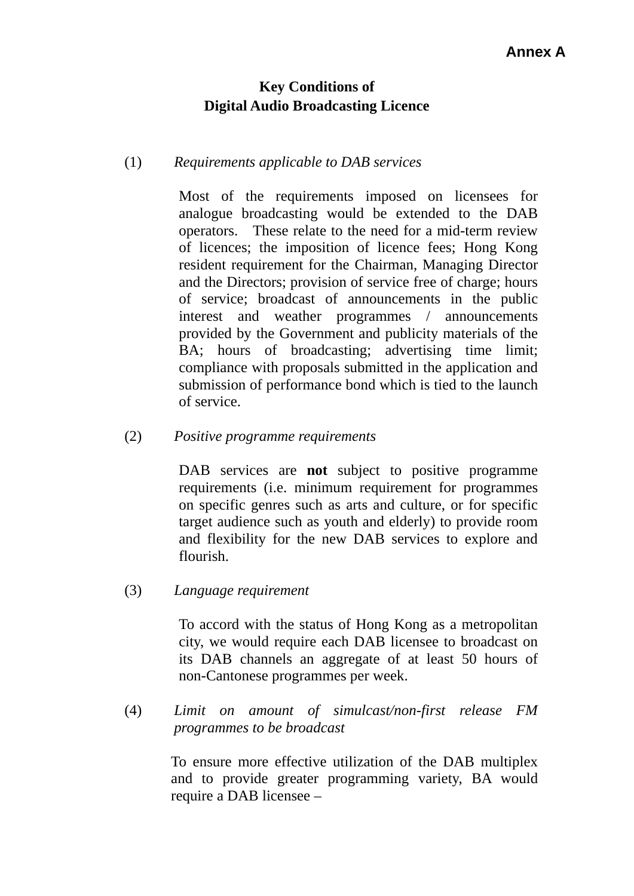**Annex A**

**Key Conditions of**
**Digital Audio Broadcasting Licence**

(1) *Requirements applicable to DAB services*

Most of the requirements imposed on licensees for analogue broadcasting would be extended to the DAB operators. These relate to the need for a mid-term review of licences; the imposition of licence fees; Hong Kong resident requirement for the Chairman, Managing Director and the Directors; provision of service free of charge; hours of service; broadcast of announcements in the public interest and weather programmes / announcements provided by the Government and publicity materials of the BA; hours of broadcasting; advertising time limit; compliance with proposals submitted in the application and submission of performance bond which is tied to the launch of service.

(2) *Positive programme requirements*

DAB services are **not** subject to positive programme requirements (i.e. minimum requirement for programmes on specific genres such as arts and culture, or for specific target audience such as youth and elderly) to provide room and flexibility for the new DAB services to explore and flourish.

(3) *Language requirement*

To accord with the status of Hong Kong as a metropolitan city, we would require each DAB licensee to broadcast on its DAB channels an aggregate of at least 50 hours of non-Cantonese programmes per week.

(4) *Limit on amount of simulcast/non-first release FM programmes to be broadcast*

To ensure more effective utilization of the DAB multiplex and to provide greater programming variety, BA would require a DAB licensee –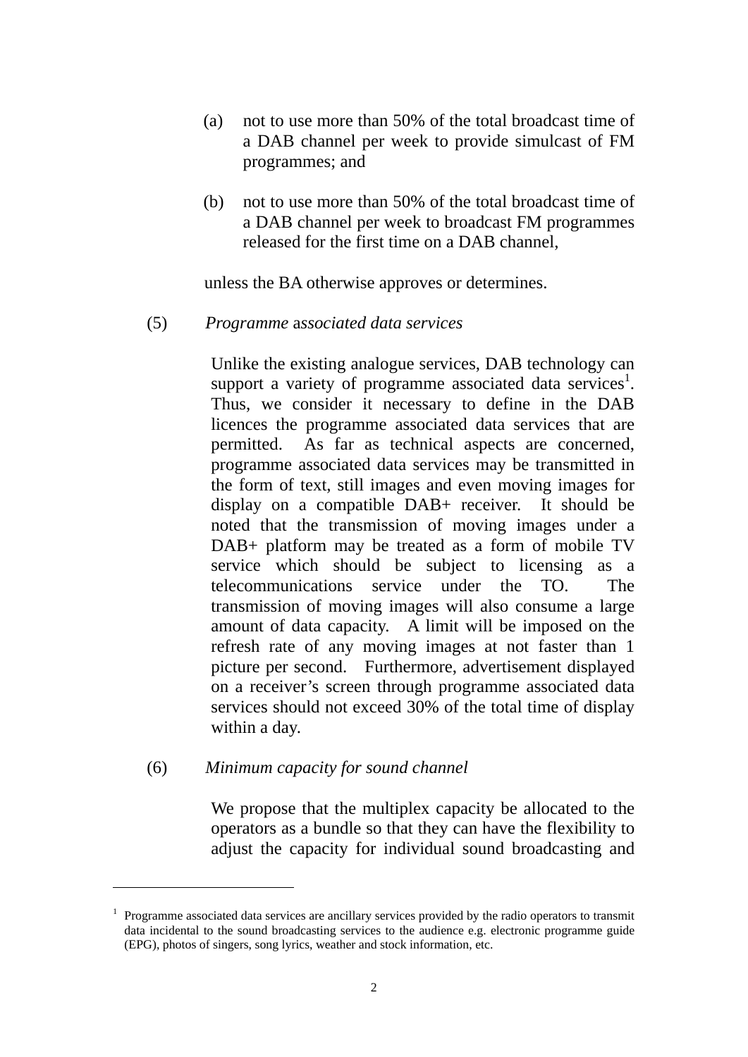(a) not to use more than 50% of the total broadcast time of a DAB channel per week to provide simulcast of FM programmes; and

(b) not to use more than 50% of the total broadcast time of a DAB channel per week to broadcast FM programmes released for the first time on a DAB channel,

unless the BA otherwise approves or determines.

(5) *Programme associated data services*

Unlike the existing analogue services, DAB technology can support a variety of programme associated data services[1]. Thus, we consider it necessary to define in the DAB licences the programme associated data services that are permitted. As far as technical aspects are concerned, programme associated data services may be transmitted in the form of text, still images and even moving images for display on a compatible DAB+ receiver. It should be noted that the transmission of moving images under a DAB+ platform may be treated as a form of mobile TV service which should be subject to licensing as a telecommunications service under the TO. The transmission of moving images will also consume a large amount of data capacity. A limit will be imposed on the refresh rate of any moving images at not faster than 1 picture per second. Furthermore, advertisement displayed on a receiver's screen through programme associated data services should not exceed 30% of the total time of display within a day.

(6) *Minimum capacity for sound channel*

We propose that the multiplex capacity be allocated to the operators as a bundle so that they can have the flexibility to adjust the capacity for individual sound broadcasting and

---

[1] Programme associated data services are ancillary services provided by the radio operators to transmit data incidental to the sound broadcasting services to the audience e.g. electronic programme guide (EPG), photos of singers, song lyrics, weather and stock information, etc.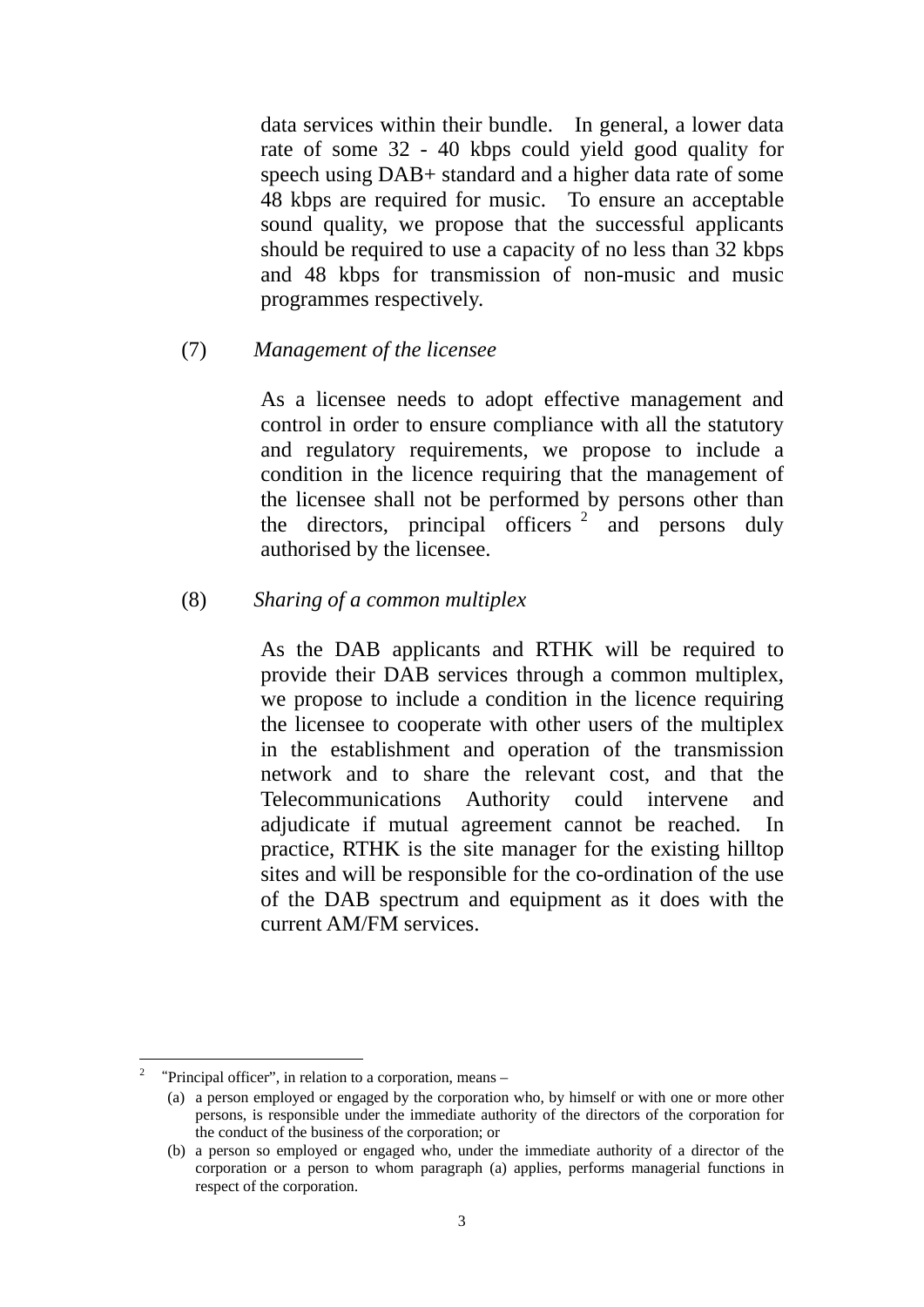data services within their bundle. In general, a lower data rate of some 32 - 40 kbps could yield good quality for speech using DAB+ standard and a higher data rate of some 48 kbps are required for music. To ensure an acceptable sound quality, we propose that the successful applicants should be required to use a capacity of no less than 32 kbps and 48 kbps for transmission of non-music and music programmes respectively.

(7) *Management of the licensee*

As a licensee needs to adopt effective management and control in order to ensure compliance with all the statutory and regulatory requirements, we propose to include a condition in the licence requiring that the management of the licensee shall not be performed by persons other than the directors, principal officers [2] and persons duly authorised by the licensee.

(8) *Sharing of a common multiplex*

As the DAB applicants and RTHK will be required to provide their DAB services through a common multiplex, we propose to include a condition in the licence requiring the licensee to cooperate with other users of the multiplex in the establishment and operation of the transmission network and to share the relevant cost, and that the Telecommunications Authority could intervene and adjudicate if mutual agreement cannot be reached. In practice, RTHK is the site manager for the existing hilltop sites and will be responsible for the co-ordination of the use of the DAB spectrum and equipment as it does with the current AM/FM services.

---

[2] "Principal officer", in relation to a corporation, means –

(a) a person employed or engaged by the corporation who, by himself or with one or more other persons, is responsible under the immediate authority of the directors of the corporation for the conduct of the business of the corporation; or

(b) a person so employed or engaged who, under the immediate authority of a director of the corporation or a person to whom paragraph (a) applies, performs managerial functions in respect of the corporation.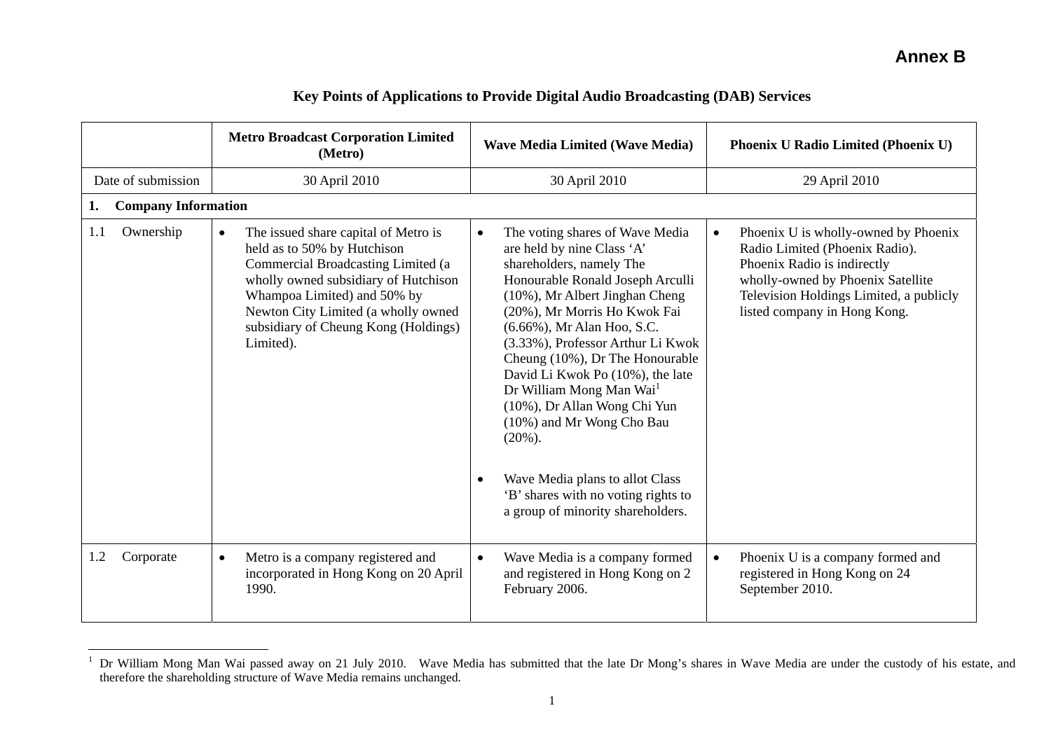**Annex B**

## Key Points of Applications to Provide Digital Audio Broadcasting (DAB) Services

| | Metro Broadcast Corporation Limited (Metro) | Wave Media Limited (Wave Media) | Phoenix U Radio Limited (Phoenix U) |
|---|---|---|---|
| Date of submission | 30 April 2010 | 30 April 2010 | 29 April 2010 |
| **1. Company Information** | | | |
| 1.1 Ownership | • The issued share capital of Metro is held as to 50% by Hutchison Commercial Broadcasting Limited (a wholly owned subsidiary of Hutchison Whampoa Limited) and 50% by Newton City Limited (a wholly owned subsidiary of Cheung Kong (Holdings) Limited). | • The voting shares of Wave Media are held by nine Class 'A' shareholders, namely The Honourable Ronald Joseph Arculli (10%), Mr Albert Jinghan Cheng (20%), Mr Morris Ho Kwok Fai (6.66%), Mr Alan Hoo, S.C. (3.33%), Professor Arthur Li Kwok Cheung (10%), Dr The Honourable David Li Kwok Po (10%), the late Dr William Mong Man Wai[1] (10%), Dr Allan Wong Chi Yun (10%) and Mr Wong Cho Bau (20%).<br><br>• Wave Media plans to allot Class 'B' shares with no voting rights to a group of minority shareholders. | • Phoenix U is wholly-owned by Phoenix Radio Limited (Phoenix Radio). Phoenix Radio is indirectly wholly-owned by Phoenix Satellite Television Holdings Limited, a publicly listed company in Hong Kong. |
| 1.2 Corporate | • Metro is a company registered and incorporated in Hong Kong on 20 April 1990. | • Wave Media is a company formed and registered in Hong Kong on 2 February 2006. | • Phoenix U is a company formed and registered in Hong Kong on 24 September 2010. |

[1] Dr William Mong Man Wai passed away on 21 July 2010. Wave Media has submitted that the late Dr Mong's shares in Wave Media are under the custody of his estate, and therefore the shareholding structure of Wave Media remains unchanged.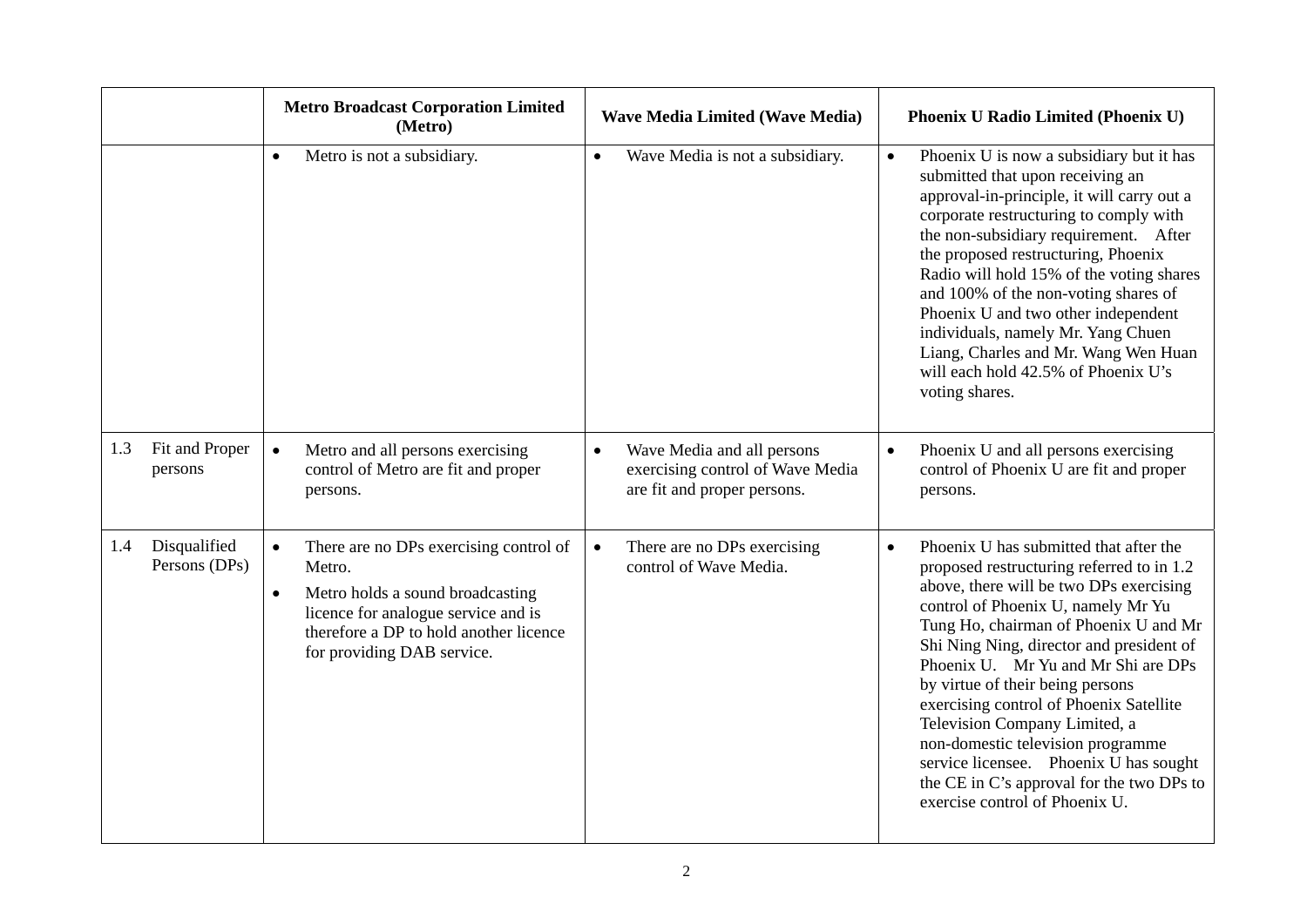| | Metro Broadcast Corporation Limited (Metro) | Wave Media Limited (Wave Media) | Phoenix U Radio Limited (Phoenix U) |
|---|---|---|---|
| | • Metro is not a subsidiary. | • Wave Media is not a subsidiary. | • Phoenix U is now a subsidiary but it has submitted that upon receiving an approval-in-principle, it will carry out a corporate restructuring to comply with the non-subsidiary requirement. After the proposed restructuring, Phoenix Radio will hold 15% of the voting shares and 100% of the non-voting shares of Phoenix U and two other independent individuals, namely Mr. Yang Chuen Liang, Charles and Mr. Wang Wen Huan will each hold 42.5% of Phoenix U's voting shares. |
| 1.3 Fit and Proper persons | • Metro and all persons exercising control of Metro are fit and proper persons. | • Wave Media and all persons exercising control of Wave Media are fit and proper persons. | • Phoenix U and all persons exercising control of Phoenix U are fit and proper persons. |
| 1.4 Disqualified Persons (DPs) | • There are no DPs exercising control of Metro.<br>• Metro holds a sound broadcasting licence for analogue service and is therefore a DP to hold another licence for providing DAB service. | • There are no DPs exercising control of Wave Media. | • Phoenix U has submitted that after the proposed restructuring referred to in 1.2 above, there will be two DPs exercising control of Phoenix U, namely Mr Yu Tung Ho, chairman of Phoenix U and Mr Shi Ning Ning, director and president of Phoenix U. Mr Yu and Mr Shi are DPs by virtue of their being persons exercising control of Phoenix Satellite Television Company Limited, a non-domestic television programme service licensee. Phoenix U has sought the CE in C's approval for the two DPs to exercise control of Phoenix U. |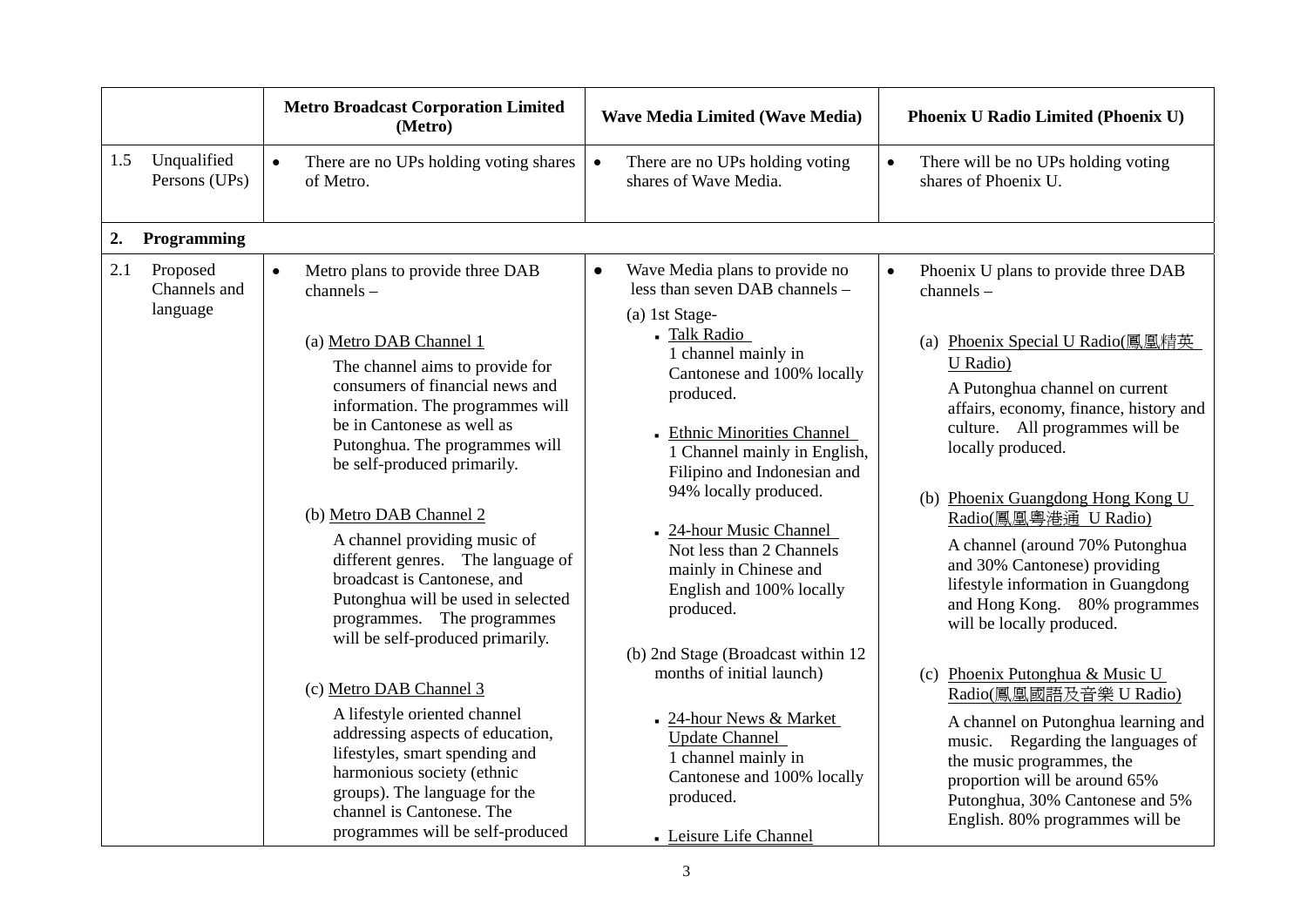| | | Metro Broadcast Corporation Limited (Metro) | Wave Media Limited (Wave Media) | Phoenix U Radio Limited (Phoenix U) |
|---|---|---|---|---|
| 1.5 | Unqualified Persons (UPs) | • There are no UPs holding voting shares of Metro. | • There are no UPs holding voting shares of Wave Media. | • There will be no UPs holding voting shares of Phoenix U. |
| **2.** | **Programming** | | | |
| 2.1 | Proposed Channels and language | • Metro plans to provide three DAB channels –<br><br>(a) Metro DAB Channel 1<br>The channel aims to provide for consumers of financial news and information. The programmes will be in Cantonese as well as Putonghua. The programmes will be self-produced primarily.<br><br>(b) Metro DAB Channel 2<br>A channel providing music of different genres. The language of broadcast is Cantonese, and Putonghua will be used in selected programmes. The programmes will be self-produced primarily.<br><br>(c) Metro DAB Channel 3<br>A lifestyle oriented channel addressing aspects of education, lifestyles, smart spending and harmonious society (ethnic groups). The language for the channel is Cantonese. The programmes will be self-produced | • Wave Media plans to provide no less than seven DAB channels –<br>(a) 1st Stage-<br>▪ Talk Radio<br>1 channel mainly in Cantonese and 100% locally produced.<br><br>▪ Ethnic Minorities Channel<br>1 Channel mainly in English, Filipino and Indonesian and 94% locally produced.<br><br>▪ 24-hour Music Channel<br>Not less than 2 Channels mainly in Chinese and English and 100% locally produced.<br><br>(b) 2nd Stage (Broadcast within 12 months of initial launch)<br><br>▪ 24-hour News & Market Update Channel<br>1 channel mainly in Cantonese and 100% locally produced.<br><br>▪ Leisure Life Channel | • Phoenix U plans to provide three DAB channels –<br><br>(a) Phoenix Special U Radio(鳳凰精英 U Radio)<br>A Putonghua channel on current affairs, economy, finance, history and culture. All programmes will be locally produced.<br><br>(b) Phoenix Guangdong Hong Kong U Radio(鳳凰粵港通 U Radio)<br>A channel (around 70% Putonghua and 30% Cantonese) providing lifestyle information in Guangdong and Hong Kong. 80% programmes will be locally produced.<br><br>(c) Phoenix Putonghua & Music U Radio(鳳凰國語及音樂 U Radio)<br>A channel on Putonghua learning and music. Regarding the languages of the music programmes, the proportion will be around 65% Putonghua, 30% Cantonese and 5% English. 80% programmes will be |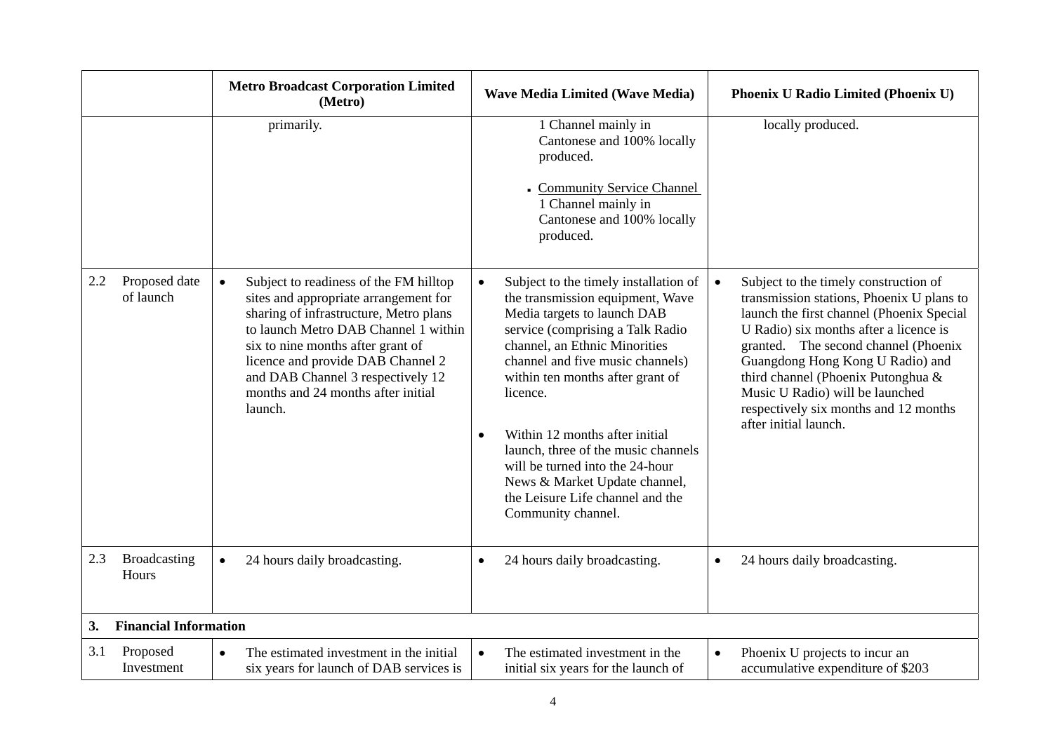| | Metro Broadcast Corporation Limited (Metro) | Wave Media Limited (Wave Media) | Phoenix U Radio Limited (Phoenix U) |
|---|---|---|---|
| | primarily. | 1 Channel mainly in Cantonese and 100% locally produced.<br><br>▪ <u>Community Service Channel</u><br>1 Channel mainly in Cantonese and 100% locally produced. | locally produced. |
| 2.2 Proposed date of launch | • Subject to readiness of the FM hilltop sites and appropriate arrangement for sharing of infrastructure, Metro plans to launch Metro DAB Channel 1 within six to nine months after grant of licence and provide DAB Channel 2 and DAB Channel 3 respectively 12 months and 24 months after initial launch. | • Subject to the timely installation of the transmission equipment, Wave Media targets to launch DAB service (comprising a Talk Radio channel, an Ethnic Minorities channel and five music channels) within ten months after grant of licence.<br><br>• Within 12 months after initial launch, three of the music channels will be turned into the 24-hour News & Market Update channel, the Leisure Life channel and the Community channel. | • Subject to the timely construction of transmission stations, Phoenix U plans to launch the first channel (Phoenix Special U Radio) six months after a licence is granted. The second channel (Phoenix Guangdong Hong Kong U Radio) and third channel (Phoenix Putonghua & Music U Radio) will be launched respectively six months and 12 months after initial launch. |
| 2.3 Broadcasting Hours | • 24 hours daily broadcasting. | • 24 hours daily broadcasting. | • 24 hours daily broadcasting. |
| **3. Financial Information** | | | |
| 3.1 Proposed Investment | • The estimated investment in the initial six years for launch of DAB services is | • The estimated investment in the initial six years for the launch of | • Phoenix U projects to incur an accumulative expenditure of $203 |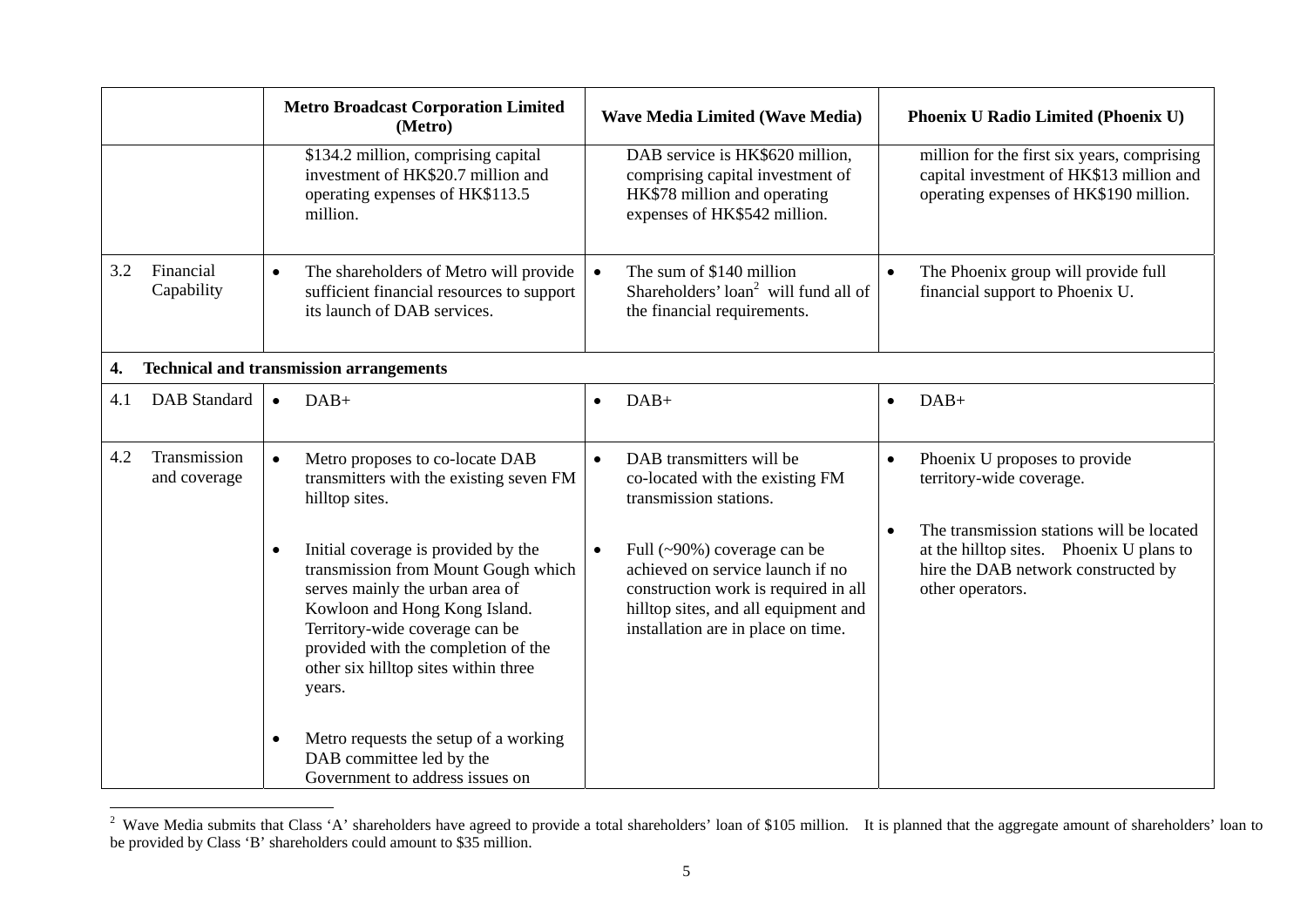| | Metro Broadcast Corporation Limited (Metro) | Wave Media Limited (Wave Media) | Phoenix U Radio Limited (Phoenix U) |
|---|---|---|---|
| | $134.2 million, comprising capital investment of HK$20.7 million and operating expenses of HK$113.5 million. | DAB service is HK$620 million, comprising capital investment of HK$78 million and operating expenses of HK$542 million. | million for the first six years, comprising capital investment of HK$13 million and operating expenses of HK$190 million. |
| 3.2 Financial Capability | • The shareholders of Metro will provide sufficient financial resources to support its launch of DAB services. | • The sum of $140 million Shareholders' loan[2] will fund all of the financial requirements. | • The Phoenix group will provide full financial support to Phoenix U. |
| **4. Technical and transmission arrangements** | | | |
| 4.1 DAB Standard | • DAB+ | • DAB+ | • DAB+ |
| 4.2 Transmission and coverage | • Metro proposes to co-locate DAB transmitters with the existing seven FM hilltop sites.<br><br>• Initial coverage is provided by the transmission from Mount Gough which serves mainly the urban area of Kowloon and Hong Kong Island. Territory-wide coverage can be provided with the completion of the other six hilltop sites within three years.<br><br>• Metro requests the setup of a working DAB committee led by the Government to address issues on | • DAB transmitters will be co-located with the existing FM transmission stations.<br><br>• Full (~90%) coverage can be achieved on service launch if no construction work is required in all hilltop sites, and all equipment and installation are in place on time. | • Phoenix U proposes to provide territory-wide coverage.<br><br>• The transmission stations will be located at the hilltop sites. Phoenix U plans to hire the DAB network constructed by other operators. |

[2] Wave Media submits that Class 'A' shareholders have agreed to provide a total shareholders' loan of $105 million. It is planned that the aggregate amount of shareholders' loan to be provided by Class 'B' shareholders could amount to $35 million.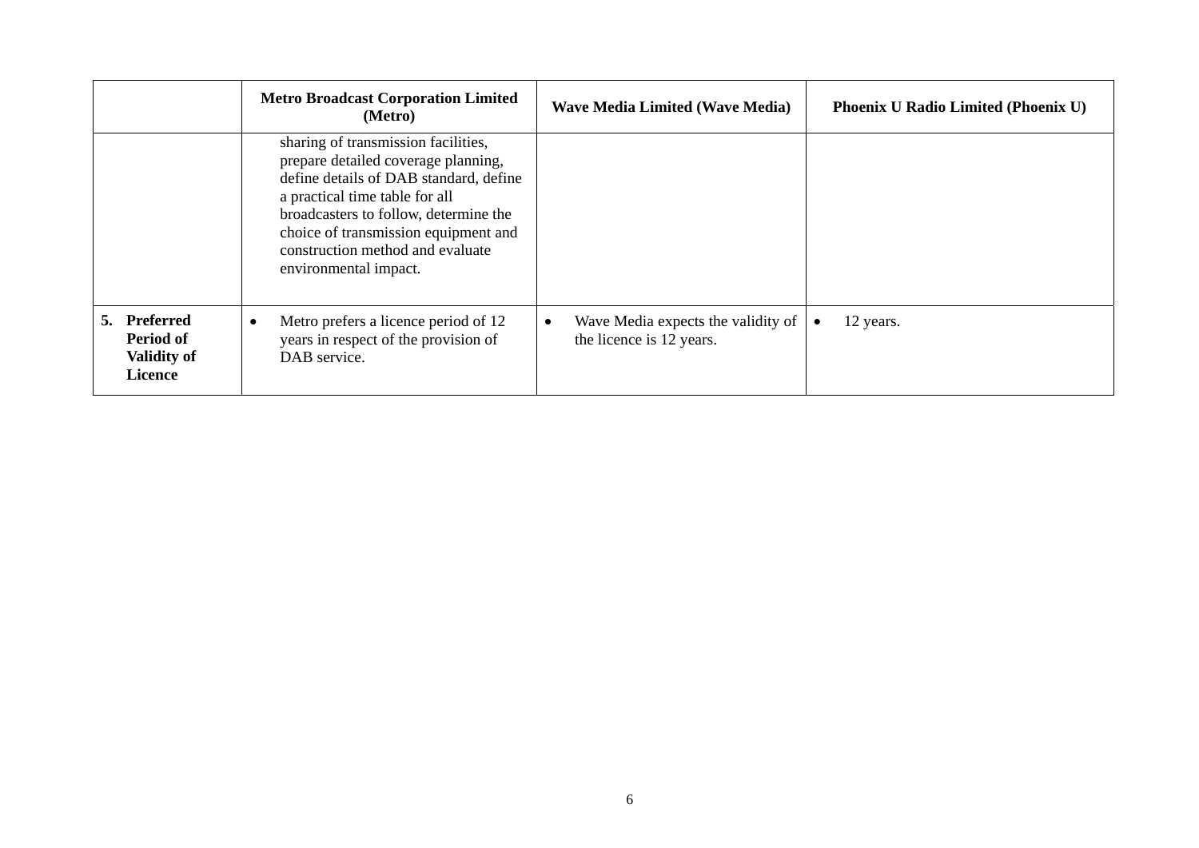| | **Metro Broadcast Corporation Limited (Metro)** | **Wave Media Limited (Wave Media)** | **Phoenix U Radio Limited (Phoenix U)** |
|---|---|---|---|
| | sharing of transmission facilities, prepare detailed coverage planning, define details of DAB standard, define a practical time table for all broadcasters to follow, determine the choice of transmission equipment and construction method and evaluate environmental impact. | | |
| **5. Preferred Period of Validity of Licence** | • Metro prefers a licence period of 12 years in respect of the provision of DAB service. | • Wave Media expects the validity of the licence is 12 years. | • 12 years. |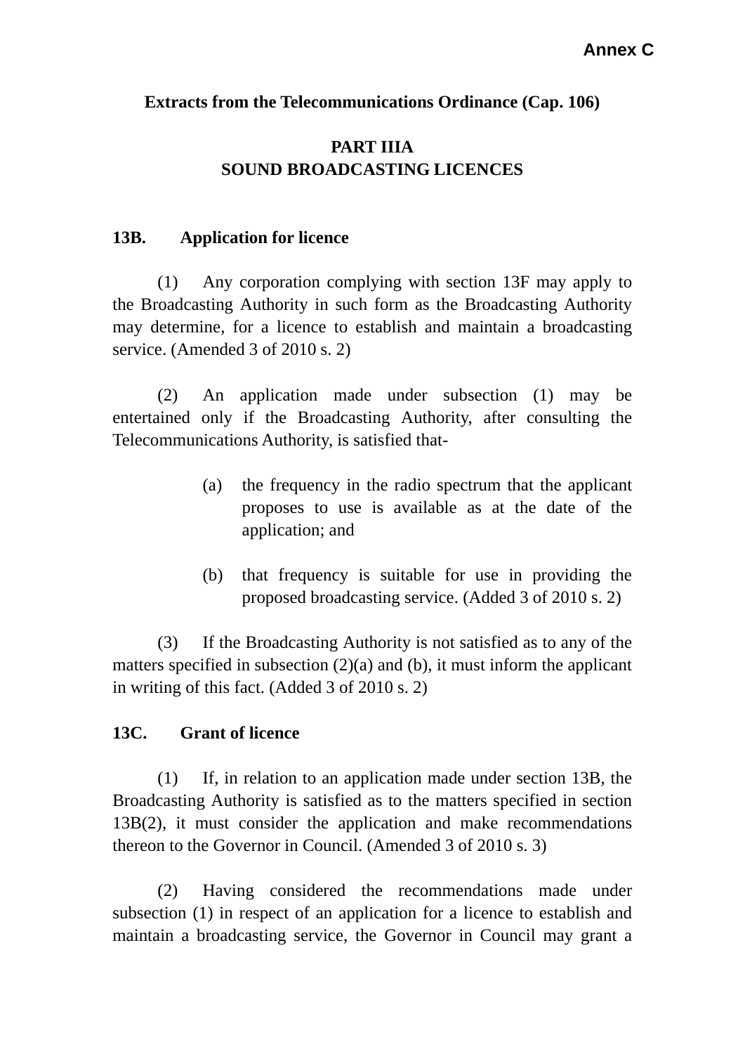**Annex C**

**Extracts from the Telecommunications Ordinance (Cap. 106)**

**PART IIIA**
**SOUND BROADCASTING LICENCES**

**13B. Application for licence**

(1) Any corporation complying with section 13F may apply to the Broadcasting Authority in such form as the Broadcasting Authority may determine, for a licence to establish and maintain a broadcasting service. (Amended 3 of 2010 s. 2)

(2) An application made under subsection (1) may be entertained only if the Broadcasting Authority, after consulting the Telecommunications Authority, is satisfied that-

(a) the frequency in the radio spectrum that the applicant proposes to use is available as at the date of the application; and

(b) that frequency is suitable for use in providing the proposed broadcasting service. (Added 3 of 2010 s. 2)

(3) If the Broadcasting Authority is not satisfied as to any of the matters specified in subsection (2)(a) and (b), it must inform the applicant in writing of this fact. (Added 3 of 2010 s. 2)

**13C. Grant of licence**

(1) If, in relation to an application made under section 13B, the Broadcasting Authority is satisfied as to the matters specified in section 13B(2), it must consider the application and make recommendations thereon to the Governor in Council. (Amended 3 of 2010 s. 3)

(2) Having considered the recommendations made under subsection (1) in respect of an application for a licence to establish and maintain a broadcasting service, the Governor in Council may grant a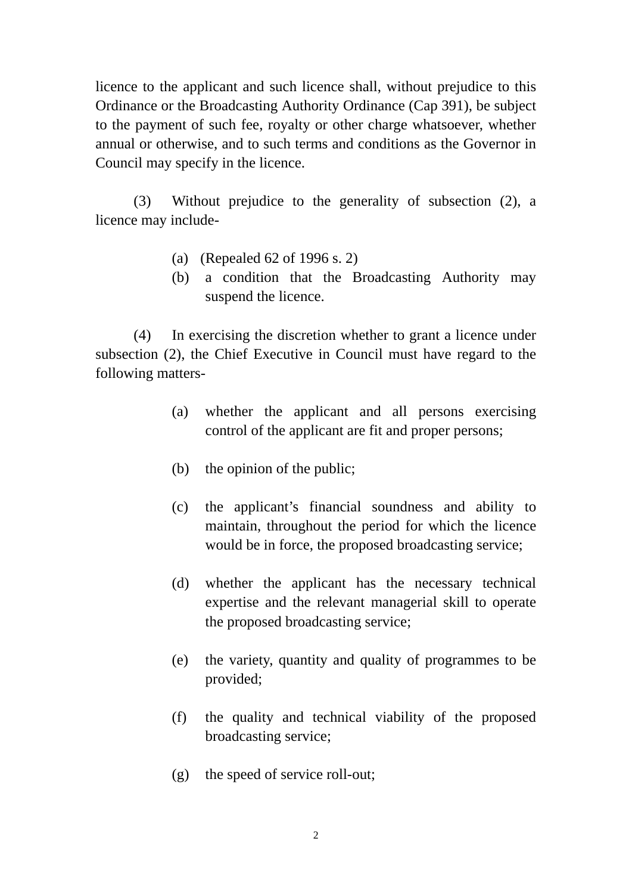licence to the applicant and such licence shall, without prejudice to this Ordinance or the Broadcasting Authority Ordinance (Cap 391), be subject to the payment of such fee, royalty or other charge whatsoever, whether annual or otherwise, and to such terms and conditions as the Governor in Council may specify in the licence.

(3) Without prejudice to the generality of subsection (2), a licence may include-

(a) (Repealed 62 of 1996 s. 2)
(b) a condition that the Broadcasting Authority may suspend the licence.

(4) In exercising the discretion whether to grant a licence under subsection (2), the Chief Executive in Council must have regard to the following matters-

(a) whether the applicant and all persons exercising control of the applicant are fit and proper persons;

(b) the opinion of the public;

(c) the applicant's financial soundness and ability to maintain, throughout the period for which the licence would be in force, the proposed broadcasting service;

(d) whether the applicant has the necessary technical expertise and the relevant managerial skill to operate the proposed broadcasting service;

(e) the variety, quantity and quality of programmes to be provided;

(f) the quality and technical viability of the proposed broadcasting service;

(g) the speed of service roll-out;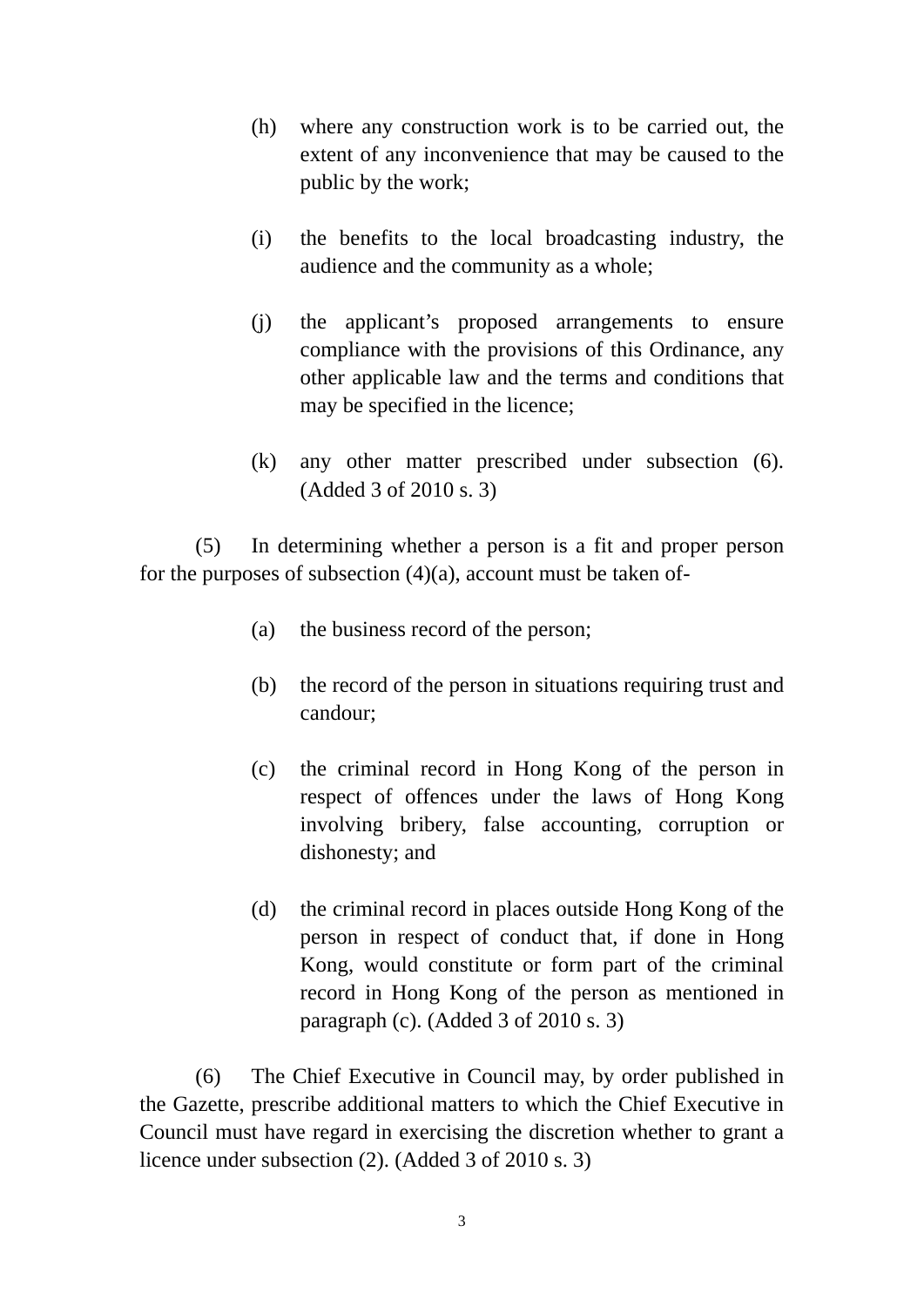(h) where any construction work is to be carried out, the extent of any inconvenience that may be caused to the public by the work;

(i) the benefits to the local broadcasting industry, the audience and the community as a whole;

(j) the applicant's proposed arrangements to ensure compliance with the provisions of this Ordinance, any other applicable law and the terms and conditions that may be specified in the licence;

(k) any other matter prescribed under subsection (6). (Added 3 of 2010 s. 3)

(5) In determining whether a person is a fit and proper person for the purposes of subsection (4)(a), account must be taken of-

(a) the business record of the person;

(b) the record of the person in situations requiring trust and candour;

(c) the criminal record in Hong Kong of the person in respect of offences under the laws of Hong Kong involving bribery, false accounting, corruption or dishonesty; and

(d) the criminal record in places outside Hong Kong of the person in respect of conduct that, if done in Hong Kong, would constitute or form part of the criminal record in Hong Kong of the person as mentioned in paragraph (c). (Added 3 of 2010 s. 3)

(6) The Chief Executive in Council may, by order published in the Gazette, prescribe additional matters to which the Chief Executive in Council must have regard in exercising the discretion whether to grant a licence under subsection (2). (Added 3 of 2010 s. 3)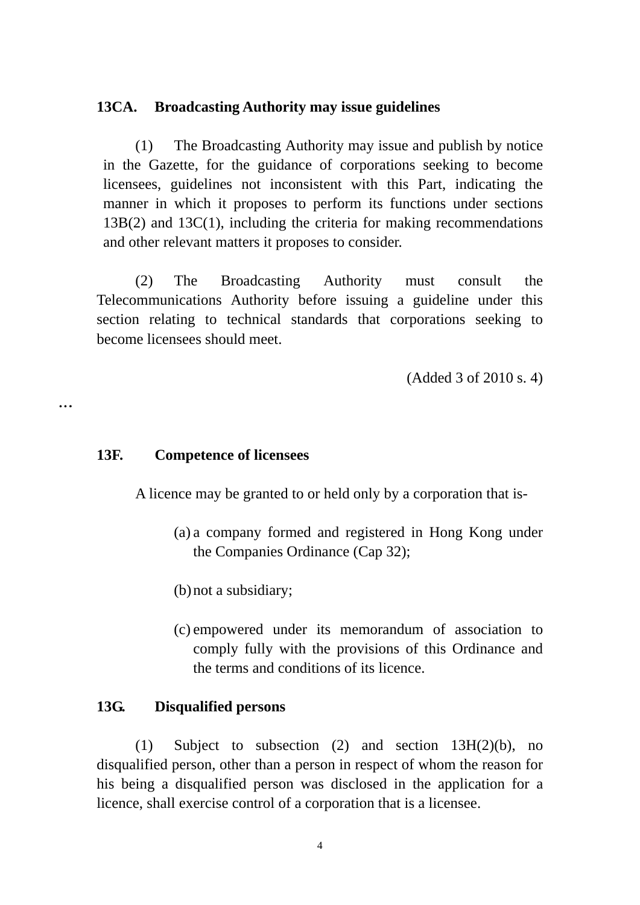**13CA. Broadcasting Authority may issue guidelines**

(1) The Broadcasting Authority may issue and publish by notice in the Gazette, for the guidance of corporations seeking to become licensees, guidelines not inconsistent with this Part, indicating the manner in which it proposes to perform its functions under sections 13B(2) and 13C(1), including the criteria for making recommendations and other relevant matters it proposes to consider.

(2) The Broadcasting Authority must consult the Telecommunications Authority before issuing a guideline under this section relating to technical standards that corporations seeking to become licensees should meet.

(Added 3 of 2010 s. 4)

…

**13F. Competence of licensees**

A licence may be granted to or held only by a corporation that is-

(a) a company formed and registered in Hong Kong under the Companies Ordinance (Cap 32);

(b) not a subsidiary;

(c) empowered under its memorandum of association to comply fully with the provisions of this Ordinance and the terms and conditions of its licence.

**13G. Disqualified persons**

(1) Subject to subsection (2) and section 13H(2)(b), no disqualified person, other than a person in respect of whom the reason for his being a disqualified person was disclosed in the application for a licence, shall exercise control of a corporation that is a licensee.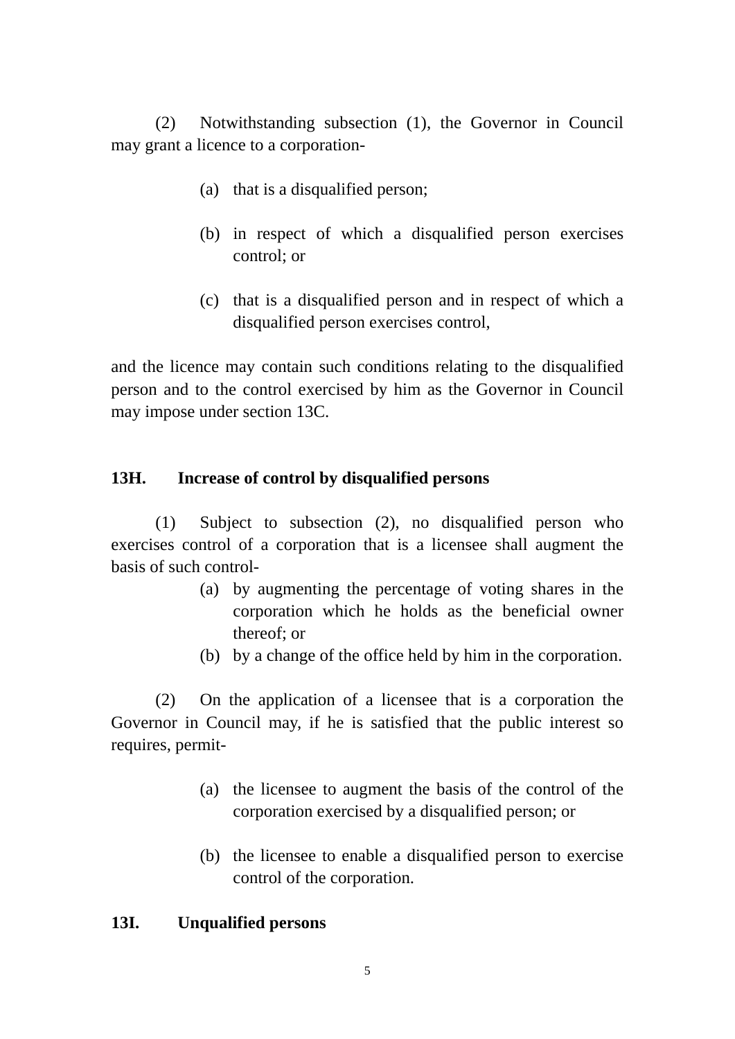(2) Notwithstanding subsection (1), the Governor in Council may grant a licence to a corporation-

(a) that is a disqualified person;

(b) in respect of which a disqualified person exercises control; or

(c) that is a disqualified person and in respect of which a disqualified person exercises control,

and the licence may contain such conditions relating to the disqualified person and to the control exercised by him as the Governor in Council may impose under section 13C.

**13H. Increase of control by disqualified persons**

(1) Subject to subsection (2), no disqualified person who exercises control of a corporation that is a licensee shall augment the basis of such control-

(a) by augmenting the percentage of voting shares in the corporation which he holds as the beneficial owner thereof; or

(b) by a change of the office held by him in the corporation.

(2) On the application of a licensee that is a corporation the Governor in Council may, if he is satisfied that the public interest so requires, permit-

(a) the licensee to augment the basis of the control of the corporation exercised by a disqualified person; or

(b) the licensee to enable a disqualified person to exercise control of the corporation.

**13I. Unqualified persons**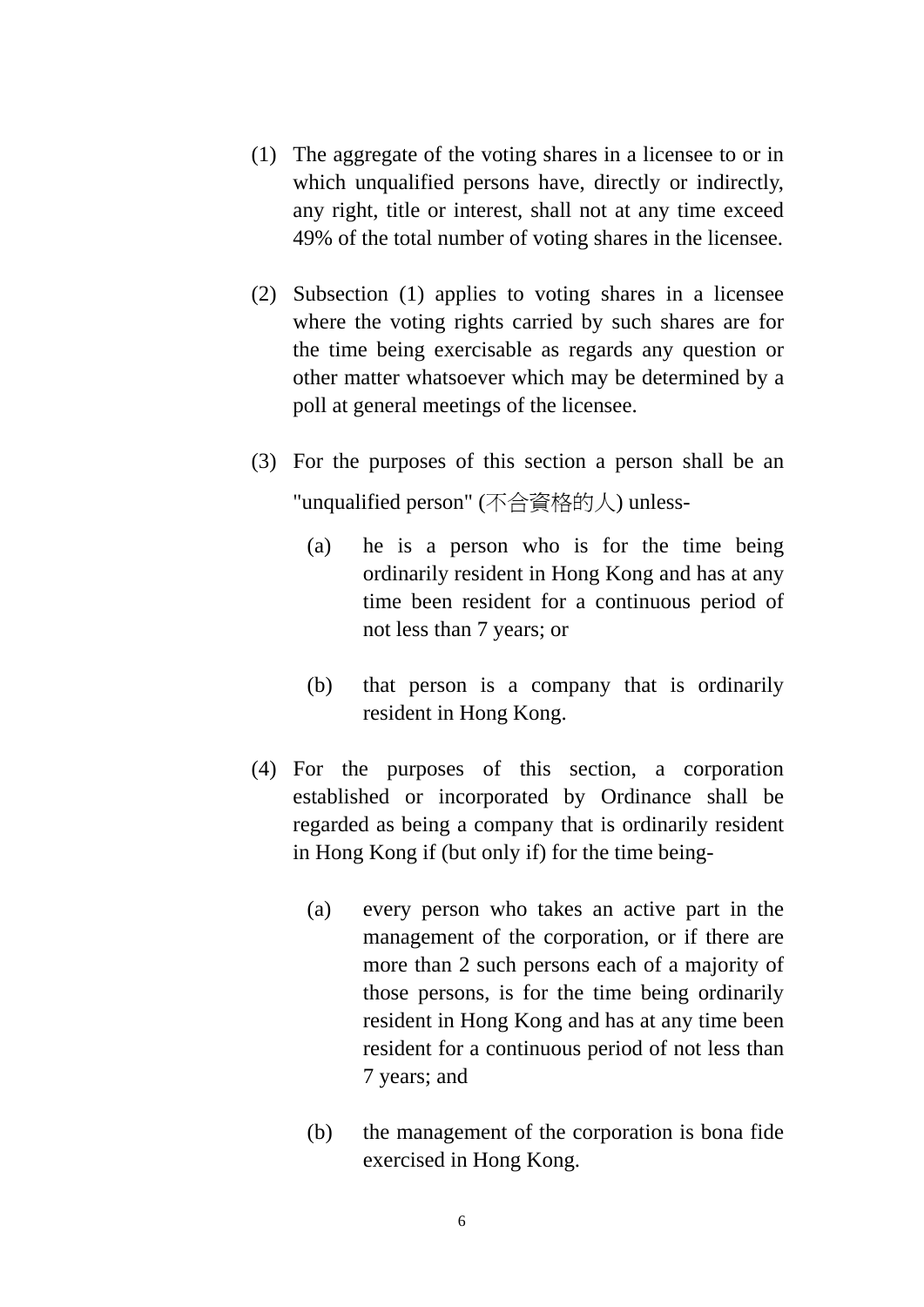(1) The aggregate of the voting shares in a licensee to or in which unqualified persons have, directly or indirectly, any right, title or interest, shall not at any time exceed 49% of the total number of voting shares in the licensee.

(2) Subsection (1) applies to voting shares in a licensee where the voting rights carried by such shares are for the time being exercisable as regards any question or other matter whatsoever which may be determined by a poll at general meetings of the licensee.

(3) For the purposes of this section a person shall be an "unqualified person" (不合資格的人) unless-

   (a) he is a person who is for the time being ordinarily resident in Hong Kong and has at any time been resident for a continuous period of not less than 7 years; or

   (b) that person is a company that is ordinarily resident in Hong Kong.

(4) For the purposes of this section, a corporation established or incorporated by Ordinance shall be regarded as being a company that is ordinarily resident in Hong Kong if (but only if) for the time being-

   (a) every person who takes an active part in the management of the corporation, or if there are more than 2 such persons each of a majority of those persons, is for the time being ordinarily resident in Hong Kong and has at any time been resident for a continuous period of not less than 7 years; and

   (b) the management of the corporation is bona fide exercised in Hong Kong.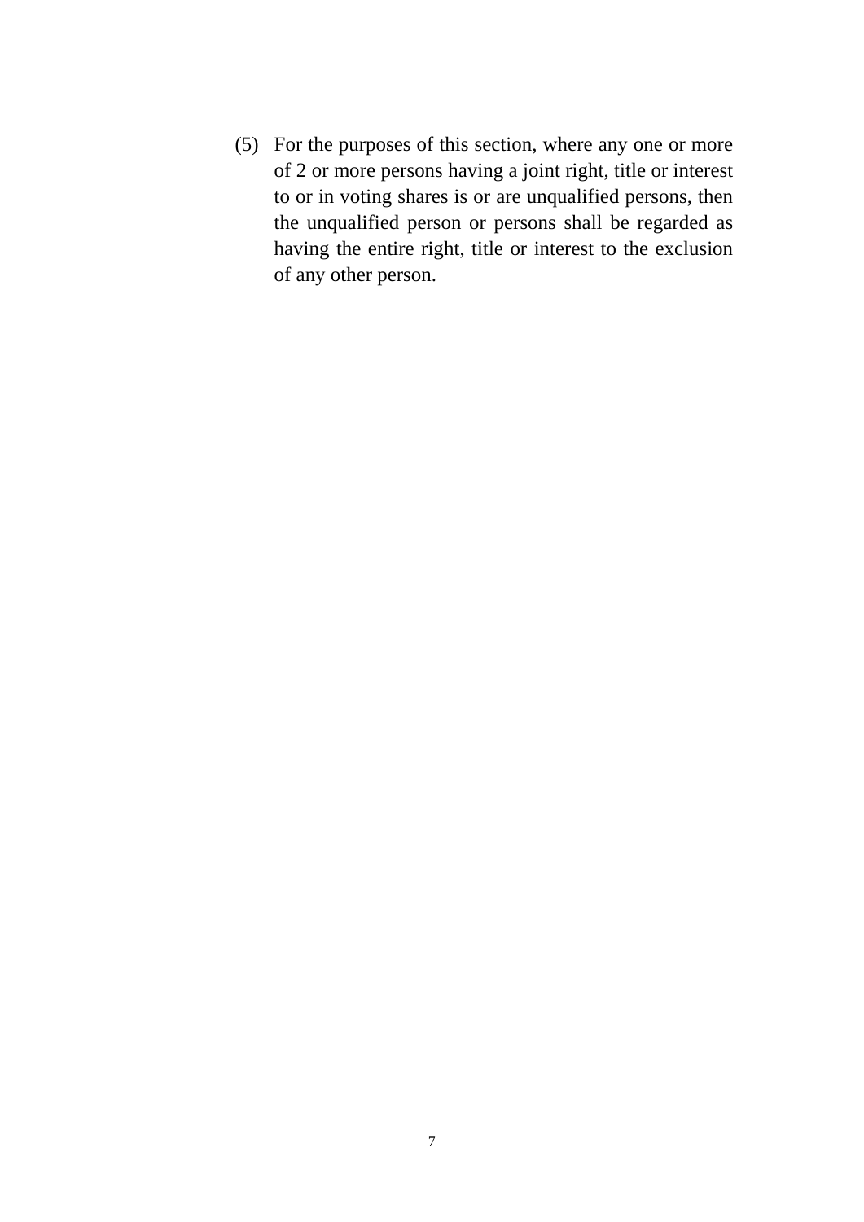(5) For the purposes of this section, where any one or more of 2 or more persons having a joint right, title or interest to or in voting shares is or are unqualified persons, then the unqualified person or persons shall be regarded as having the entire right, title or interest to the exclusion of any other person.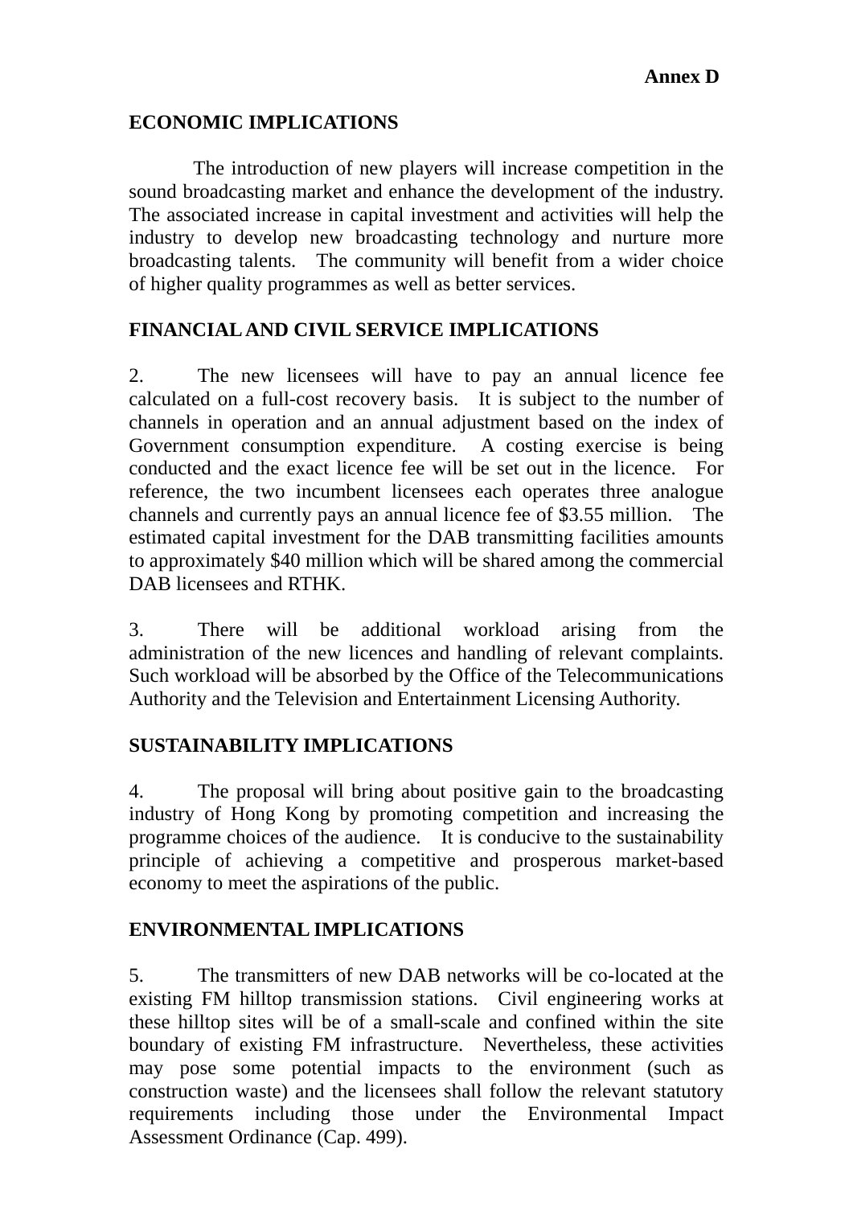**Annex D**

**ECONOMIC IMPLICATIONS**

The introduction of new players will increase competition in the sound broadcasting market and enhance the development of the industry. The associated increase in capital investment and activities will help the industry to develop new broadcasting technology and nurture more broadcasting talents. The community will benefit from a wider choice of higher quality programmes as well as better services.

**FINANCIAL AND CIVIL SERVICE IMPLICATIONS**

2. The new licensees will have to pay an annual licence fee calculated on a full-cost recovery basis. It is subject to the number of channels in operation and an annual adjustment based on the index of Government consumption expenditure. A costing exercise is being conducted and the exact licence fee will be set out in the licence. For reference, the two incumbent licensees each operates three analogue channels and currently pays an annual licence fee of $3.55 million. The estimated capital investment for the DAB transmitting facilities amounts to approximately $40 million which will be shared among the commercial DAB licensees and RTHK.

3. There will be additional workload arising from the administration of the new licences and handling of relevant complaints. Such workload will be absorbed by the Office of the Telecommunications Authority and the Television and Entertainment Licensing Authority.

**SUSTAINABILITY IMPLICATIONS**

4. The proposal will bring about positive gain to the broadcasting industry of Hong Kong by promoting competition and increasing the programme choices of the audience. It is conducive to the sustainability principle of achieving a competitive and prosperous market-based economy to meet the aspirations of the public.

**ENVIRONMENTAL IMPLICATIONS**

5. The transmitters of new DAB networks will be co-located at the existing FM hilltop transmission stations. Civil engineering works at these hilltop sites will be of a small-scale and confined within the site boundary of existing FM infrastructure. Nevertheless, these activities may pose some potential impacts to the environment (such as construction waste) and the licensees shall follow the relevant statutory requirements including those under the Environmental Impact Assessment Ordinance (Cap. 499).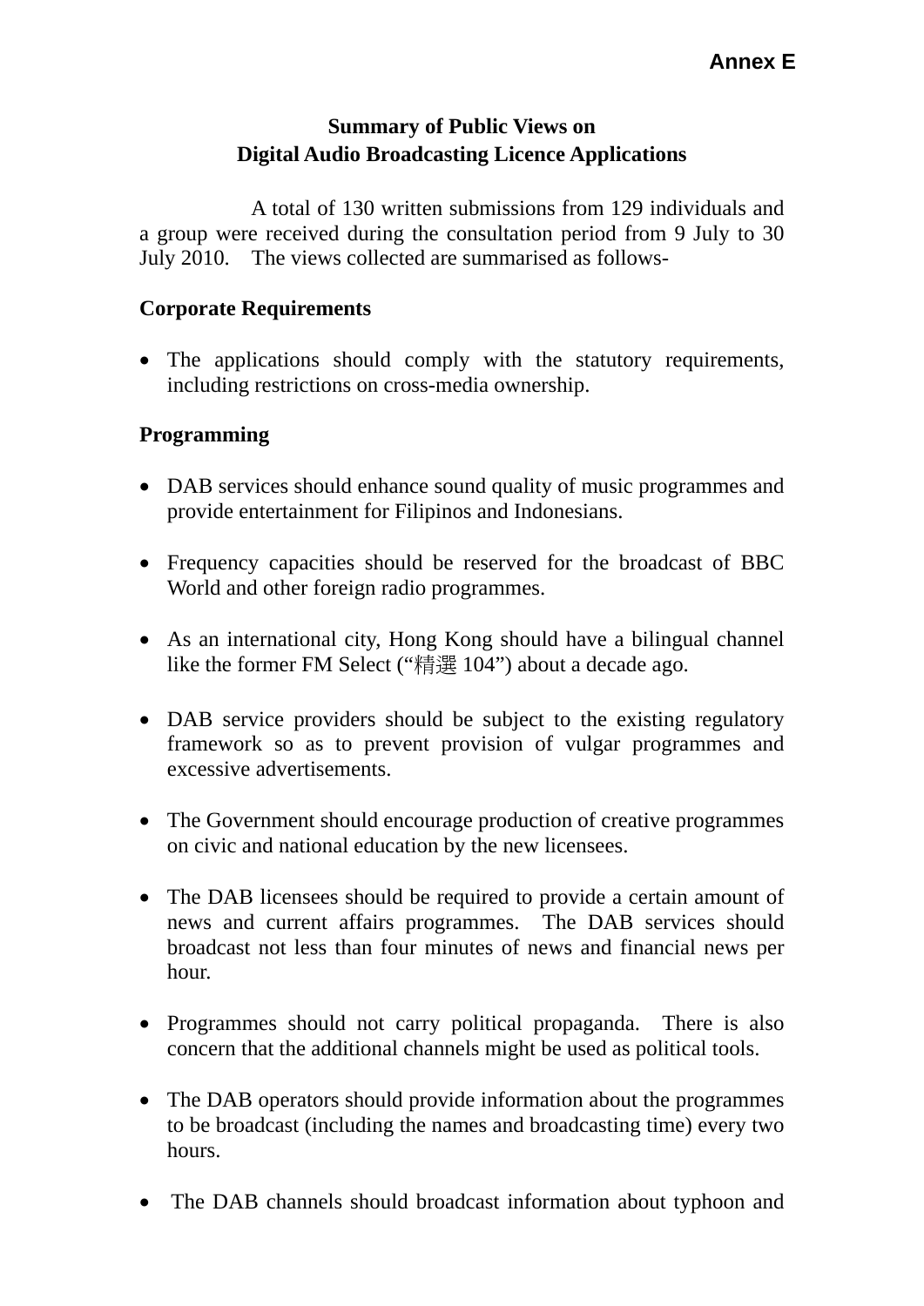**Annex E**

**Summary of Public Views on**
**Digital Audio Broadcasting Licence Applications**

A total of 130 written submissions from 129 individuals and a group were received during the consultation period from 9 July to 30 July 2010. The views collected are summarised as follows-

**Corporate Requirements**

- The applications should comply with the statutory requirements, including restrictions on cross-media ownership.

**Programming**

- DAB services should enhance sound quality of music programmes and provide entertainment for Filipinos and Indonesians.

- Frequency capacities should be reserved for the broadcast of BBC World and other foreign radio programmes.

- As an international city, Hong Kong should have a bilingual channel like the former FM Select ("精選 104") about a decade ago.

- DAB service providers should be subject to the existing regulatory framework so as to prevent provision of vulgar programmes and excessive advertisements.

- The Government should encourage production of creative programmes on civic and national education by the new licensees.

- The DAB licensees should be required to provide a certain amount of news and current affairs programmes. The DAB services should broadcast not less than four minutes of news and financial news per hour.

- Programmes should not carry political propaganda. There is also concern that the additional channels might be used as political tools.

- The DAB operators should provide information about the programmes to be broadcast (including the names and broadcasting time) every two hours.

- The DAB channels should broadcast information about typhoon and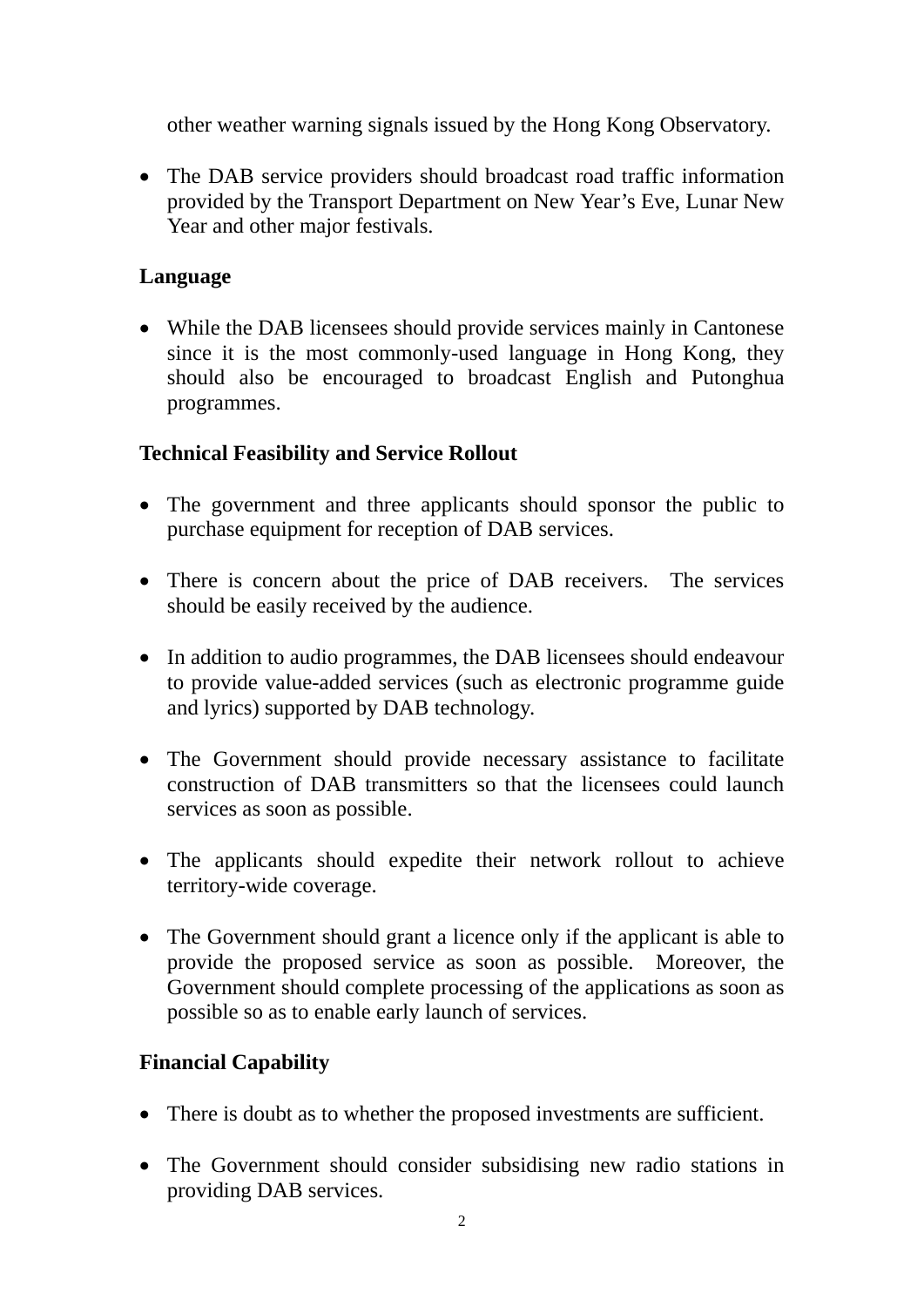other weather warning signals issued by the Hong Kong Observatory.

- The DAB service providers should broadcast road traffic information provided by the Transport Department on New Year's Eve, Lunar New Year and other major festivals.

**Language**

- While the DAB licensees should provide services mainly in Cantonese since it is the most commonly-used language in Hong Kong, they should also be encouraged to broadcast English and Putonghua programmes.

**Technical Feasibility and Service Rollout**

- The government and three applicants should sponsor the public to purchase equipment for reception of DAB services.

- There is concern about the price of DAB receivers. The services should be easily received by the audience.

- In addition to audio programmes, the DAB licensees should endeavour to provide value-added services (such as electronic programme guide and lyrics) supported by DAB technology.

- The Government should provide necessary assistance to facilitate construction of DAB transmitters so that the licensees could launch services as soon as possible.

- The applicants should expedite their network rollout to achieve territory-wide coverage.

- The Government should grant a licence only if the applicant is able to provide the proposed service as soon as possible. Moreover, the Government should complete processing of the applications as soon as possible so as to enable early launch of services.

**Financial Capability**

- There is doubt as to whether the proposed investments are sufficient.

- The Government should consider subsidising new radio stations in providing DAB services.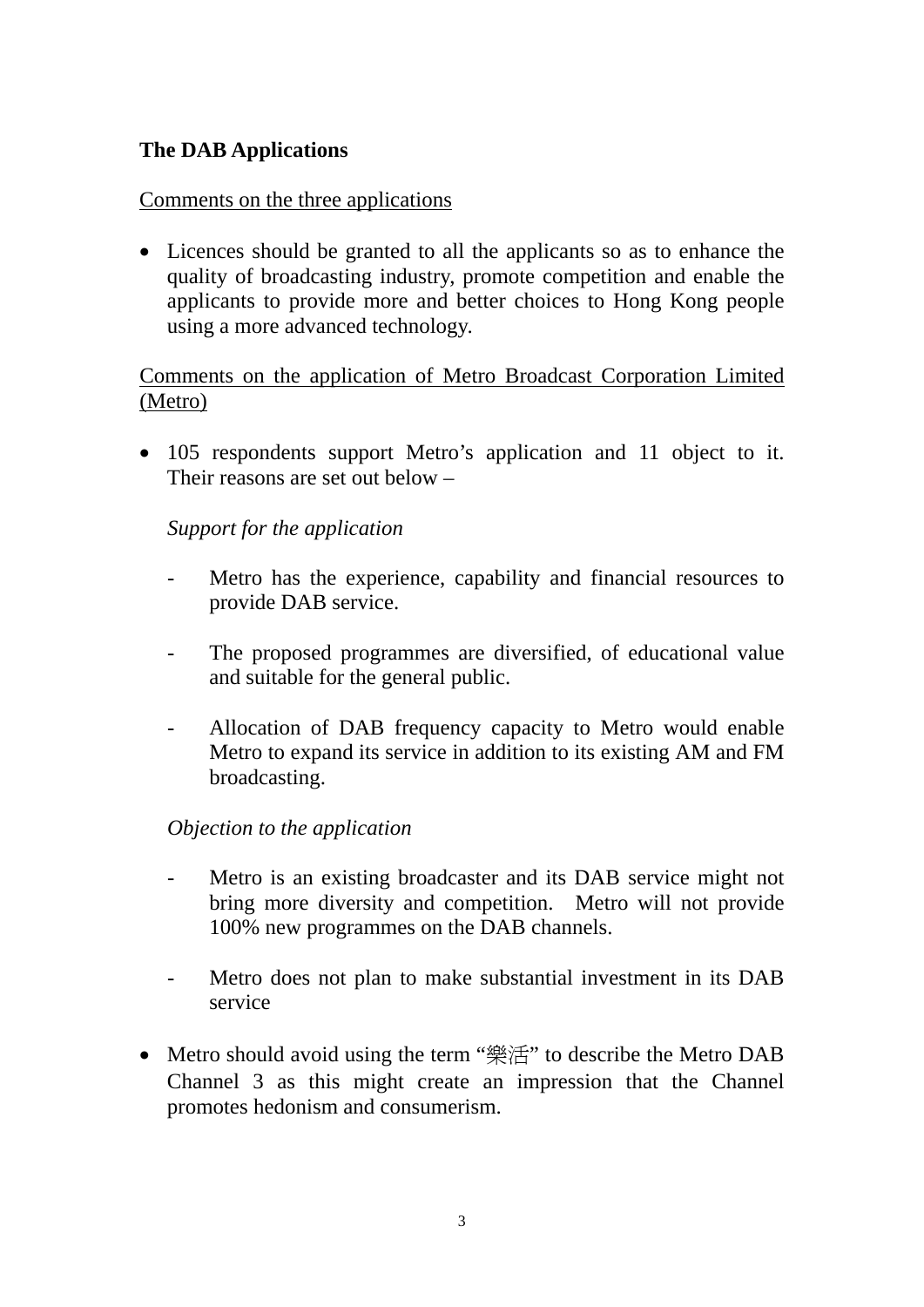**The DAB Applications**

Comments on the three applications

- Licences should be granted to all the applicants so as to enhance the quality of broadcasting industry, promote competition and enable the applicants to provide more and better choices to Hong Kong people using a more advanced technology.

Comments on the application of Metro Broadcast Corporation Limited (Metro)

- 105 respondents support Metro's application and 11 object to it. Their reasons are set out below –

  *Support for the application*

  - Metro has the experience, capability and financial resources to provide DAB service.

  - The proposed programmes are diversified, of educational value and suitable for the general public.

  - Allocation of DAB frequency capacity to Metro would enable Metro to expand its service in addition to its existing AM and FM broadcasting.

  *Objection to the application*

  - Metro is an existing broadcaster and its DAB service might not bring more diversity and competition. Metro will not provide 100% new programmes on the DAB channels.

  - Metro does not plan to make substantial investment in its DAB service

- Metro should avoid using the term "樂活" to describe the Metro DAB Channel 3 as this might create an impression that the Channel promotes hedonism and consumerism.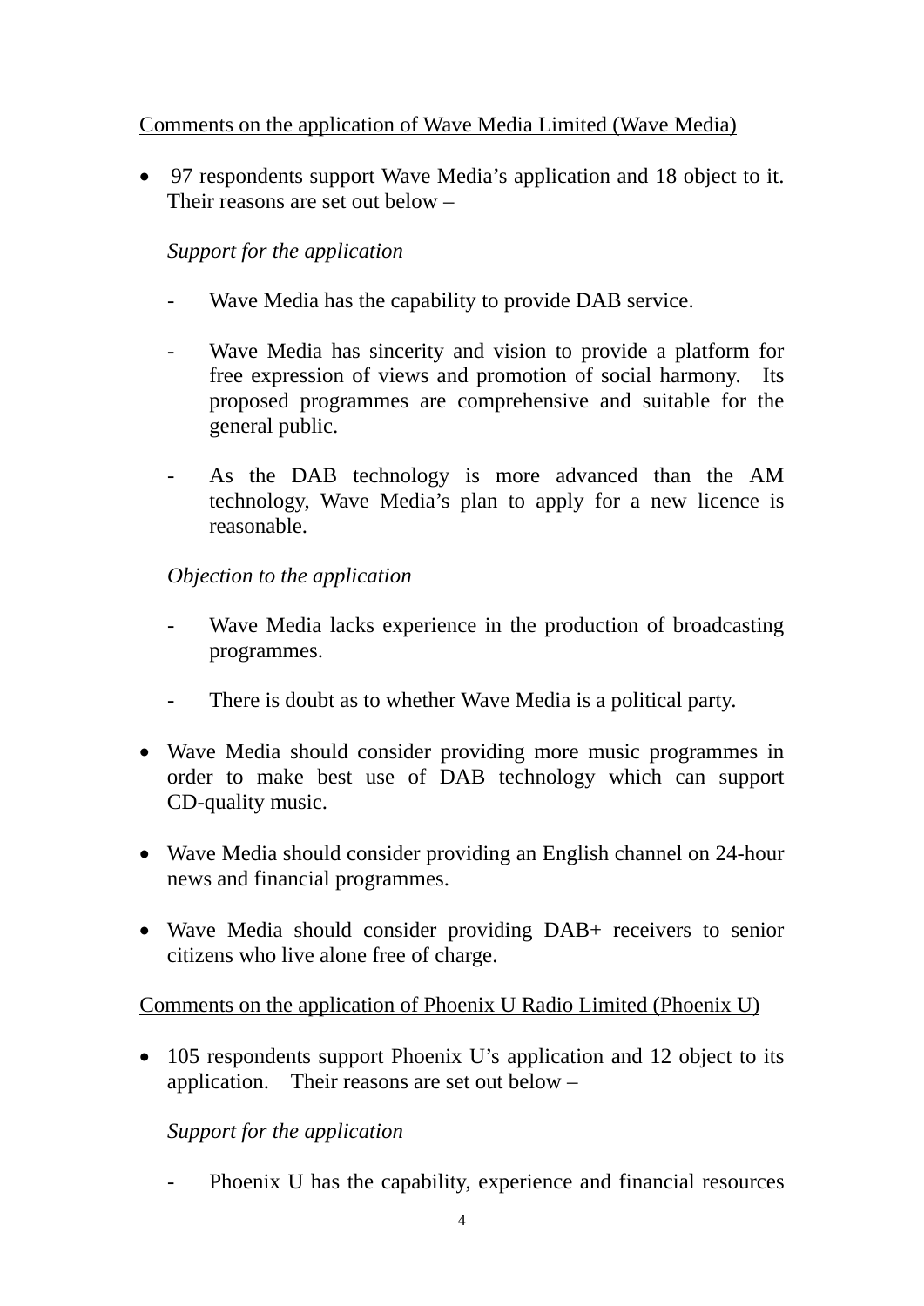Comments on the application of Wave Media Limited (Wave Media)

- 97 respondents support Wave Media's application and 18 object to it. Their reasons are set out below –

  *Support for the application*

  - Wave Media has the capability to provide DAB service.

  - Wave Media has sincerity and vision to provide a platform for free expression of views and promotion of social harmony. Its proposed programmes are comprehensive and suitable for the general public.

  - As the DAB technology is more advanced than the AM technology, Wave Media's plan to apply for a new licence is reasonable.

  *Objection to the application*

  - Wave Media lacks experience in the production of broadcasting programmes.

  - There is doubt as to whether Wave Media is a political party.

- Wave Media should consider providing more music programmes in order to make best use of DAB technology which can support CD-quality music.

- Wave Media should consider providing an English channel on 24-hour news and financial programmes.

- Wave Media should consider providing DAB+ receivers to senior citizens who live alone free of charge.

Comments on the application of Phoenix U Radio Limited (Phoenix U)

- 105 respondents support Phoenix U's application and 12 object to its application. Their reasons are set out below –

  *Support for the application*

  - Phoenix U has the capability, experience and financial resources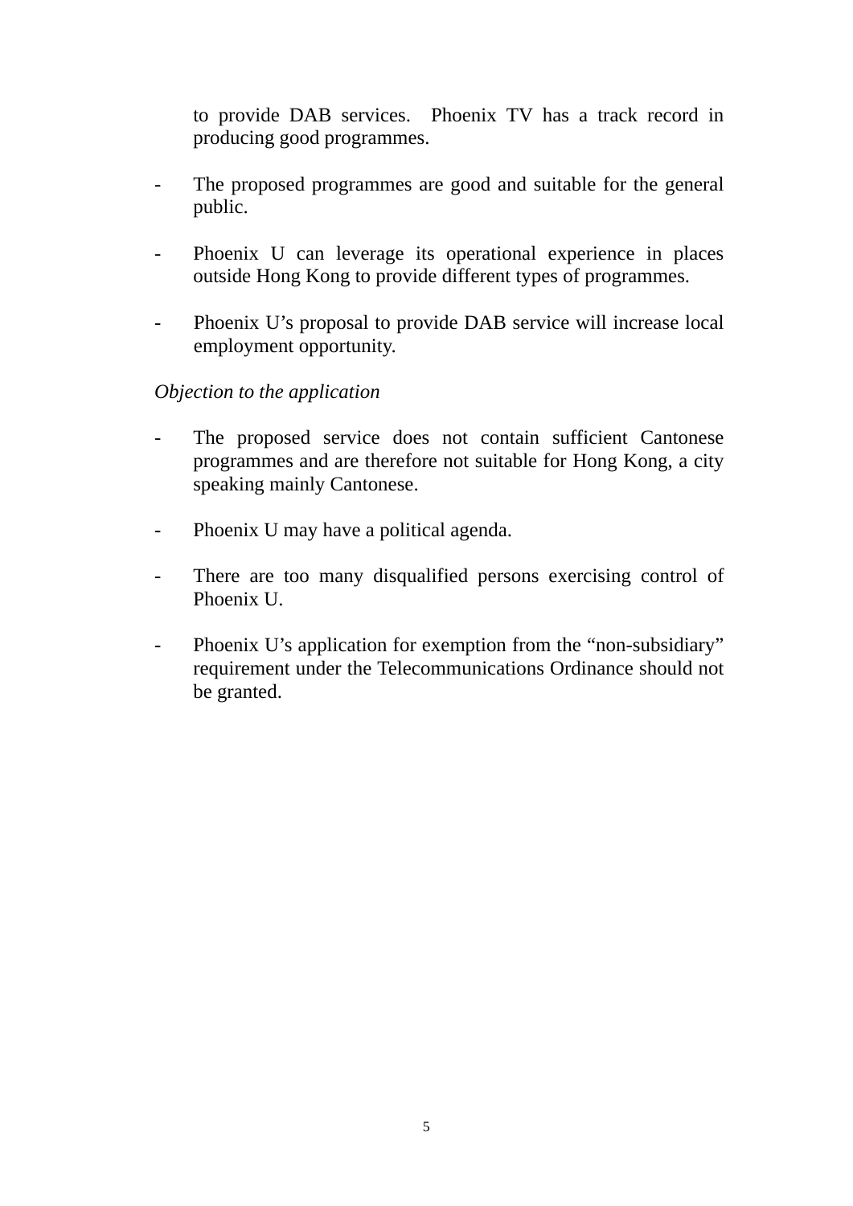to provide DAB services.  Phoenix TV has a track record in producing good programmes.

- The proposed programmes are good and suitable for the general public.

- Phoenix U can leverage its operational experience in places outside Hong Kong to provide different types of programmes.

- Phoenix U's proposal to provide DAB service will increase local employment opportunity.

*Objection to the application*

- The proposed service does not contain sufficient Cantonese programmes and are therefore not suitable for Hong Kong, a city speaking mainly Cantonese.

- Phoenix U may have a political agenda.

- There are too many disqualified persons exercising control of Phoenix U.

- Phoenix U's application for exemption from the "non-subsidiary" requirement under the Telecommunications Ordinance should not be granted.